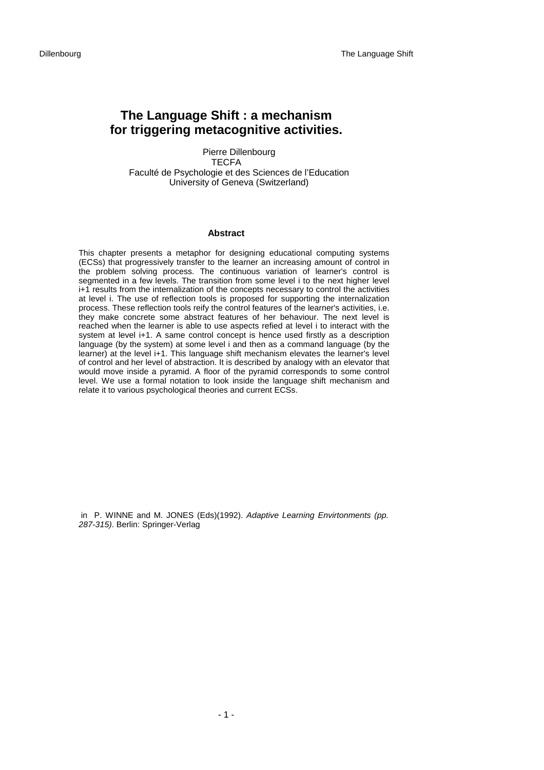# The Language Shift : a mechanism for triggering metacognitive activities.

Pierre Dillenbourg
TECFA
Faculté de Psychologie et des Sciences de l'Education
University of Geneva (Switzerland)

### Abstract

This chapter presents a metaphor for designing educational computing systems (ECSs) that progressively transfer to the learner an increasing amount of control in the problem solving process. The continuous variation of learner's control is segmented in a few levels. The transition from some level i to the next higher level i+1 results from the internalization of the concepts necessary to control the activities at level i. The use of reflection tools is proposed for supporting the internalization process. These reflection tools reify the control features of the learner's activities, i.e. they make concrete some abstract features of her behaviour. The next level is reached when the learner is able to use aspects refied at level i to interact with the system at level i+1. A same control concept is hence used firstly as a description language (by the system) at some level i and then as a command language (by the learner) at the level i+1. This language shift mechanism elevates the learner's level of control and her level of abstraction. It is described by analogy with an elevator that would move inside a pyramid. A floor of the pyramid corresponds to some control level. We use a formal notation to look inside the language shift mechanism and relate it to various psychological theories and current ECSs.

in P. WINNE and M. JONES (Eds)(1992). *Adaptive Learning Envirtonments (pp. 287-315)*. Berlin: Springer-Verlag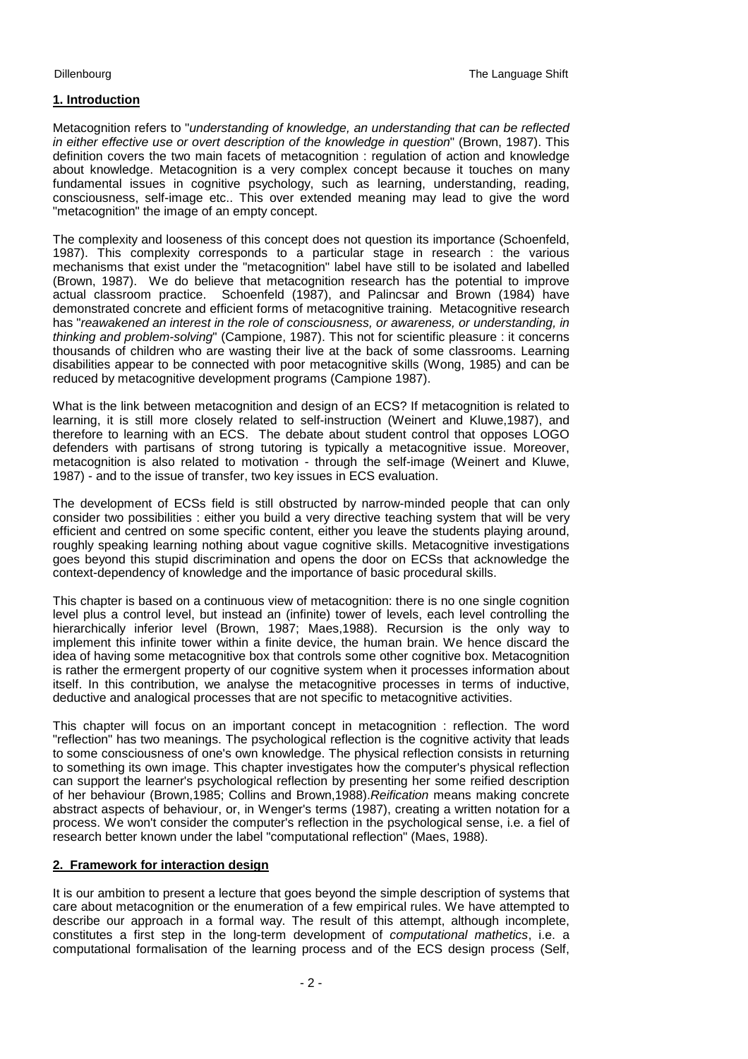## 1. Introduction

Metacognition refers to "*understanding of knowledge, an understanding that can be reflected in either effective use or overt description of the knowledge in question*" (Brown, 1987). This definition covers the two main facets of metacognition : regulation of action and knowledge about knowledge. Metacognition is a very complex concept because it touches on many fundamental issues in cognitive psychology, such as learning, understanding, reading, consciousness, self-image etc.. This over extended meaning may lead to give the word "metacognition" the image of an empty concept.

The complexity and looseness of this concept does not question its importance (Schoenfeld, 1987). This complexity corresponds to a particular stage in research : the various mechanisms that exist under the "metacognition" label have still to be isolated and labelled (Brown, 1987). We do believe that metacognition research has the potential to improve actual classroom practice. Schoenfeld (1987), and Palincsar and Brown (1984) have demonstrated concrete and efficient forms of metacognitive training. Metacognitive research has "*reawakened an interest in the role of consciousness, or awareness, or understanding, in thinking and problem-solving*" (Campione, 1987). This not for scientific pleasure : it concerns thousands of children who are wasting their live at the back of some classrooms. Learning disabilities appear to be connected with poor metacognitive skills (Wong, 1985) and can be reduced by metacognitive development programs (Campione 1987).

What is the link between metacognition and design of an ECS? If metacognition is related to learning, it is still more closely related to self-instruction (Weinert and Kluwe,1987), and therefore to learning with an ECS. The debate about student control that opposes LOGO defenders with partisans of strong tutoring is typically a metacognitive issue. Moreover, metacognition is also related to motivation - through the self-image (Weinert and Kluwe, 1987) - and to the issue of transfer, two key issues in ECS evaluation.

The development of ECSs field is still obstructed by narrow-minded people that can only consider two possibilities : either you build a very directive teaching system that will be very efficient and centred on some specific content, either you leave the students playing around, roughly speaking learning nothing about vague cognitive skills. Metacognitive investigations goes beyond this stupid discrimination and opens the door on ECSs that acknowledge the context-dependency of knowledge and the importance of basic procedural skills.

This chapter is based on a continuous view of metacognition: there is no one single cognition level plus a control level, but instead an (infinite) tower of levels, each level controlling the hierarchically inferior level (Brown, 1987; Maes,1988). Recursion is the only way to implement this infinite tower within a finite device, the human brain. We hence discard the idea of having some metacognitive box that controls some other cognitive box. Metacognition is rather the ermergent property of our cognitive system when it processes information about itself. In this contribution, we analyse the metacognitive processes in terms of inductive, deductive and analogical processes that are not specific to metacognitive activities.

This chapter will focus on an important concept in metacognition : reflection. The word "reflection" has two meanings. The psychological reflection is the cognitive activity that leads to some consciousness of one's own knowledge. The physical reflection consists in returning to something its own image. This chapter investigates how the computer's physical reflection can support the learner's psychological reflection by presenting her some reified description of her behaviour (Brown,1985; Collins and Brown,1988).*Reification* means making concrete abstract aspects of behaviour, or, in Wenger's terms (1987), creating a written notation for a process. We won't consider the computer's reflection in the psychological sense, i.e. a fiel of research better known under the label "computational reflection" (Maes, 1988).

## 2. Framework for interaction design

It is our ambition to present a lecture that goes beyond the simple description of systems that care about metacognition or the enumeration of a few empirical rules. We have attempted to describe our approach in a formal way. The result of this attempt, although incomplete, constitutes a first step in the long-term development of *computational mathetics*, i.e. a computational formalisation of the learning process and of the ECS design process (Self,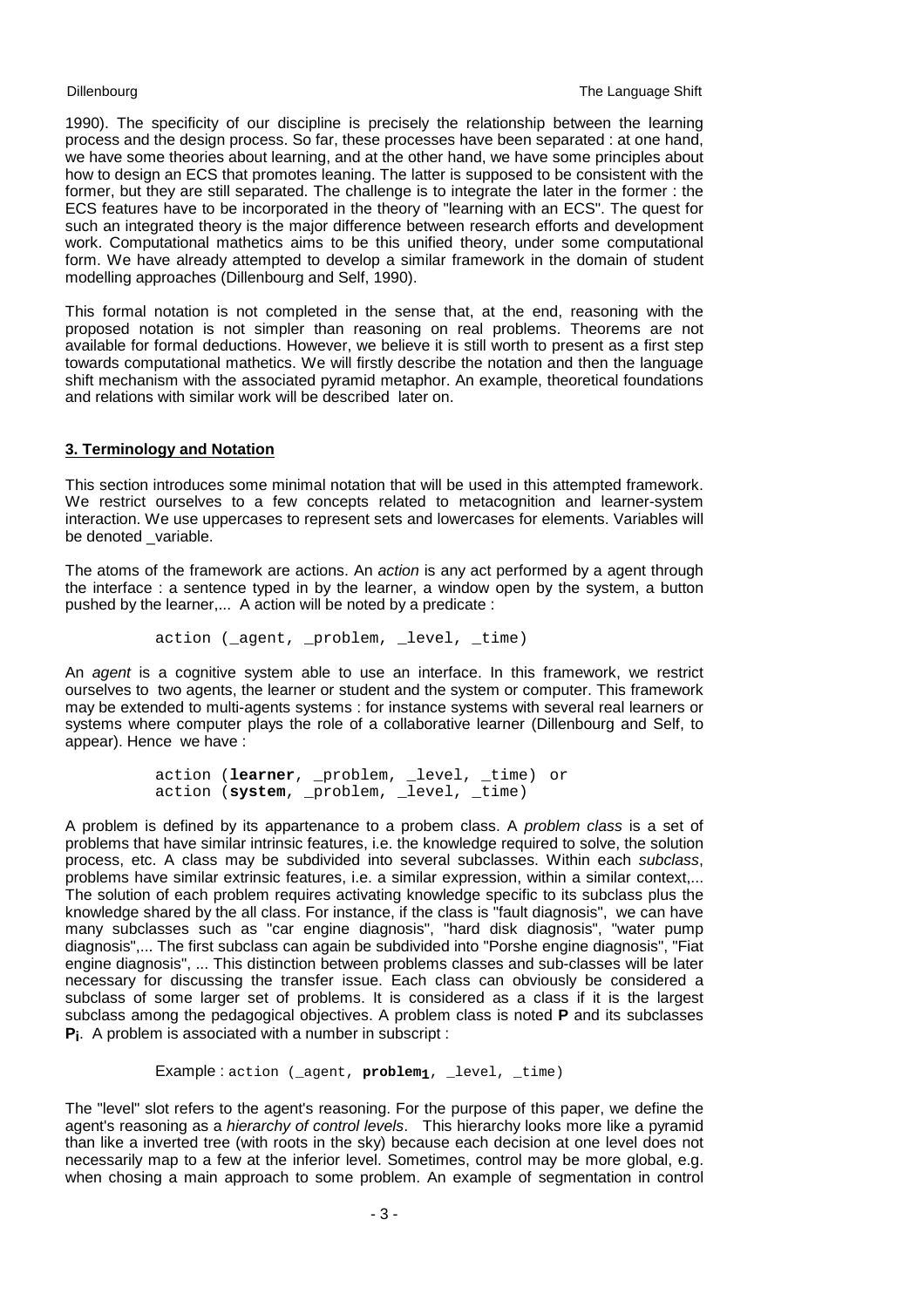1990). The specificity of our discipline is precisely the relationship between the learning process and the design process. So far, these processes have been separated : at one hand, we have some theories about learning, and at the other hand, we have some principles about how to design an ECS that promotes leaning. The latter is supposed to be consistent with the former, but they are still separated. The challenge is to integrate the later in the former : the ECS features have to be incorporated in the theory of "learning with an ECS". The quest for such an integrated theory is the major difference between research efforts and development work. Computational mathetics aims to be this unified theory, under some computational form. We have already attempted to develop a similar framework in the domain of student modelling approaches (Dillenbourg and Self, 1990).

This formal notation is not completed in the sense that, at the end, reasoning with the proposed notation is not simpler than reasoning on real problems. Theorems are not available for formal deductions. However, we believe it is still worth to present as a first step towards computational mathetics. We will firstly describe the notation and then the language shift mechanism with the associated pyramid metaphor. An example, theoretical foundations and relations with similar work will be described later on.

## 3. Terminology and Notation

This section introduces some minimal notation that will be used in this attempted framework. We restrict ourselves to a few concepts related to metacognition and learner-system interaction. We use uppercases to represent sets and lowercases for elements. Variables will be denoted _variable.

The atoms of the framework are actions. An *action* is any act performed by a agent through the interface : a sentence typed in by the learner, a window open by the system, a button pushed by the learner,... A action will be noted by a predicate :

```
action (_agent, _problem, _level, _time)
```

An *agent* is a cognitive system able to use an interface. In this framework, we restrict ourselves to two agents, the learner or student and the system or computer. This framework may be extended to multi-agents systems : for instance systems with several real learners or systems where computer plays the role of a collaborative learner (Dillenbourg and Self, to appear). Hence we have :

```
action (learner, _problem, _level, _time) or
action (system, _problem, _level, _time)
```

A problem is defined by its appartenance to a probem class. A *problem class* is a set of problems that have similar intrinsic features, i.e. the knowledge required to solve, the solution process, etc. A class may be subdivided into several subclasses. Within each *subclass*, problems have similar extrinsic features, i.e. a similar expression, within a similar context,... The solution of each problem requires activating knowledge specific to its subclass plus the knowledge shared by the all class. For instance, if the class is "fault diagnosis", we can have many subclasses such as "car engine diagnosis", "hard disk diagnosis", "water pump diagnosis",... The first subclass can again be subdivided into "Porshe engine diagnosis", "Fiat engine diagnosis", ... This distinction between problems classes and sub-classes will be later necessary for discussing the transfer issue. Each class can obviously be considered a subclass of some larger set of problems. It is considered as a class if it is the largest subclass among the pedagogical objectives. A problem class is noted **P** and its subclasses $\mathbf{P_i}$. A problem is associated with a number in subscript :

Example : action (_agent, $\mathbf{problem_1}$, _level, _time)

The "level" slot refers to the agent's reasoning. For the purpose of this paper, we define the agent's reasoning as a *hierarchy of control levels*. This hierarchy looks more like a pyramid than like a inverted tree (with roots in the sky) because each decision at one level does not necessarily map to a few at the inferior level. Sometimes, control may be more global, e.g. when chosing a main approach to some problem. An example of segmentation in control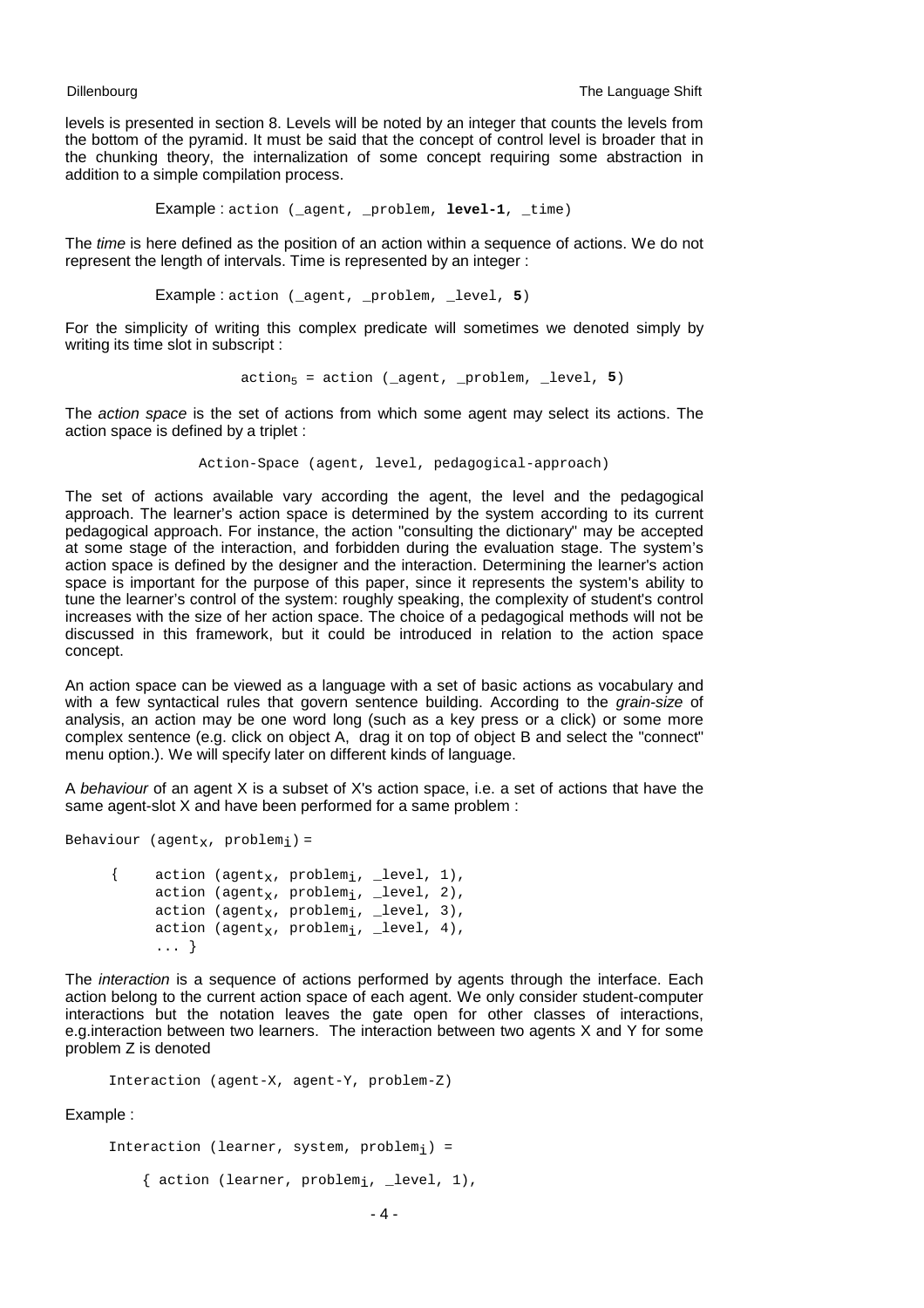levels is presented in section 8. Levels will be noted by an integer that counts the levels from the bottom of the pyramid. It must be said that the concept of control level is broader that in the chunking theory, the internalization of some concept requiring some abstraction in addition to a simple compilation process.

Example : `action (_agent, _problem, level-1, _time)`

The *time* is here defined as the position of an action within a sequence of actions. We do not represent the length of intervals. Time is represented by an integer :

Example : `action (_agent, _problem, _level, 5)`

For the simplicity of writing this complex predicate will sometimes we denoted simply by writing its time slot in subscript :

$action_5$ = action (_agent, _problem, _level, **5**)

The *action space* is the set of actions from which some agent may select its actions. The action space is defined by a triplet :

```
Action-Space (agent, level, pedagogical-approach)
```

The set of actions available vary according the agent, the level and the pedagogical approach. The learner's action space is determined by the system according to its current pedagogical approach. For instance, the action "consulting the dictionary" may be accepted at some stage of the interaction, and forbidden during the evaluation stage. The system's action space is defined by the designer and the interaction. Determining the learner's action space is important for the purpose of this paper, since it represents the system's ability to tune the learner's control of the system: roughly speaking, the complexity of student's control increases with the size of her action space. The choice of a pedagogical methods will not be discussed in this framework, but it could be introduced in relation to the action space concept.

An action space can be viewed as a language with a set of basic actions as vocabulary and with a few syntactical rules that govern sentence building. According to the *grain-size* of analysis, an action may be one word long (such as a key press or a click) or some more complex sentence (e.g. click on object A, drag it on top of object B and select the "connect" menu option.). We will specify later on different kinds of language.

A *behaviour* of an agent X is a subset of X's action space, i.e. a set of actions that have the same agent-slot X and have been performed for a same problem :

Behaviour ($agent_X$, $problem_i$) =

{ action ($agent_X$, $problem_i$, _level, 1),
action ($agent_X$, $problem_i$, _level, 2),
action ($agent_X$, $problem_i$, _level, 3),
action ($agent_X$, $problem_i$, _level, 4),
... }

The *interaction* is a sequence of actions performed by agents through the interface. Each action belong to the current action space of each agent. We only consider student-computer interactions but the notation leaves the gate open for other classes of interactions, e.g.interaction between two learners. The interaction between two agents X and Y for some problem Z is denoted

```
Interaction (agent-X, agent-Y, problem-Z)
```

Example :

Interaction (learner, system, $problem_i$) =

{ action (learner, $problem_i$, _level, 1),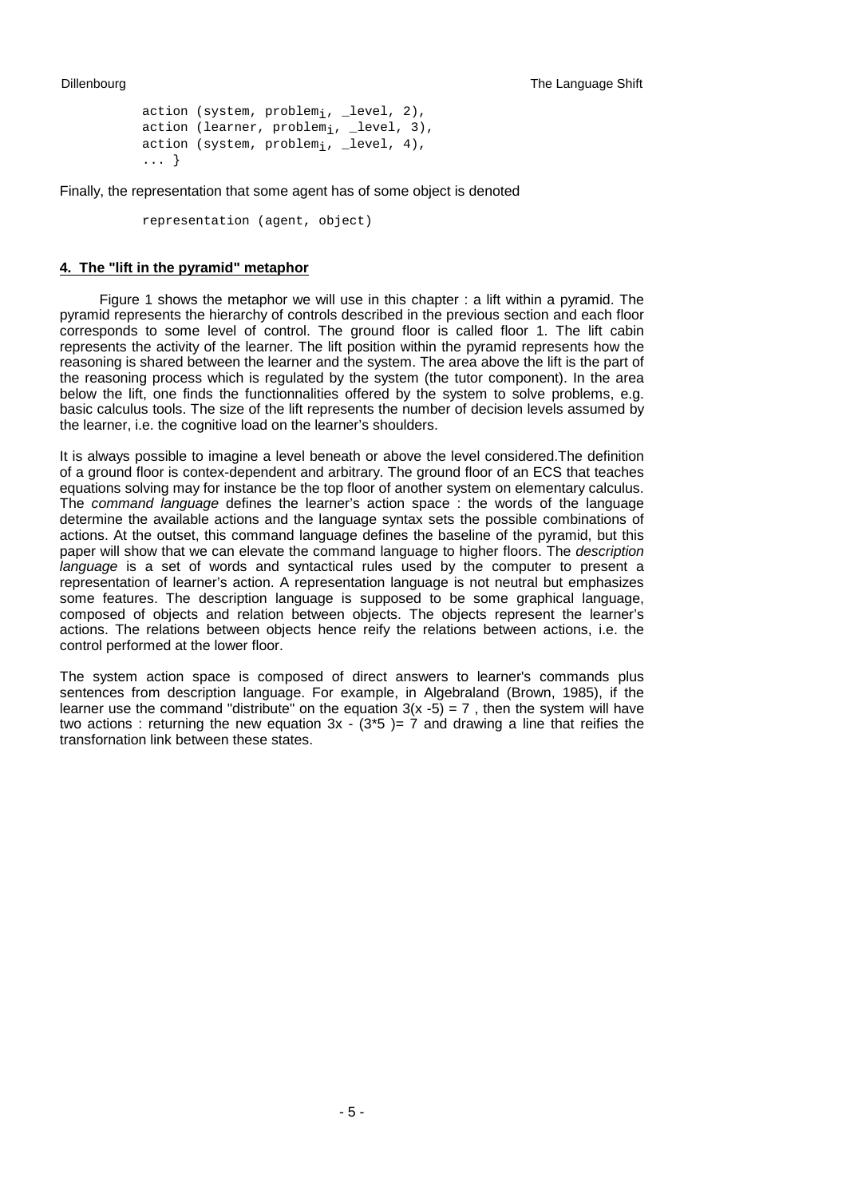```
action (system, problem_i, _level, 2),
action (learner, problem_i, _level, 3),
action (system, problem_i, _level, 4),
... }
```

Finally, the representation that some agent has of some object is denoted

```
representation (agent, object)
```

## 4. The "lift in the pyramid" metaphor

Figure 1 shows the metaphor we will use in this chapter : a lift within a pyramid. The pyramid represents the hierarchy of controls described in the previous section and each floor corresponds to some level of control. The ground floor is called floor 1. The lift cabin represents the activity of the learner. The lift position within the pyramid represents how the reasoning is shared between the learner and the system. The area above the lift is the part of the reasoning process which is regulated by the system (the tutor component). In the area below the lift, one finds the functionnalities offered by the system to solve problems, e.g. basic calculus tools. The size of the lift represents the number of decision levels assumed by the learner, i.e. the cognitive load on the learner's shoulders.

It is always possible to imagine a level beneath or above the level considered.The definition of a ground floor is contex-dependent and arbitrary. The ground floor of an ECS that teaches equations solving may for instance be the top floor of another system on elementary calculus. The *command language* defines the learner's action space : the words of the language determine the available actions and the language syntax sets the possible combinations of actions. At the outset, this command language defines the baseline of the pyramid, but this paper will show that we can elevate the command language to higher floors. The *description language* is a set of words and syntactical rules used by the computer to present a representation of learner's action. A representation language is not neutral but emphasizes some features. The description language is supposed to be some graphical language, composed of objects and relation between objects. The objects represent the learner's actions. The relations between objects hence reify the relations between actions, i.e. the control performed at the lower floor.

The system action space is composed of direct answers to learner's commands plus sentences from description language. For example, in Algebraland (Brown, 1985), if the learner use the command "distribute" on the equation $3(x - 5) = 7$ , then the system will have two actions : returning the new equation $3x - (3*5) = 7$ and drawing a line that reifies the transfornation link between these states.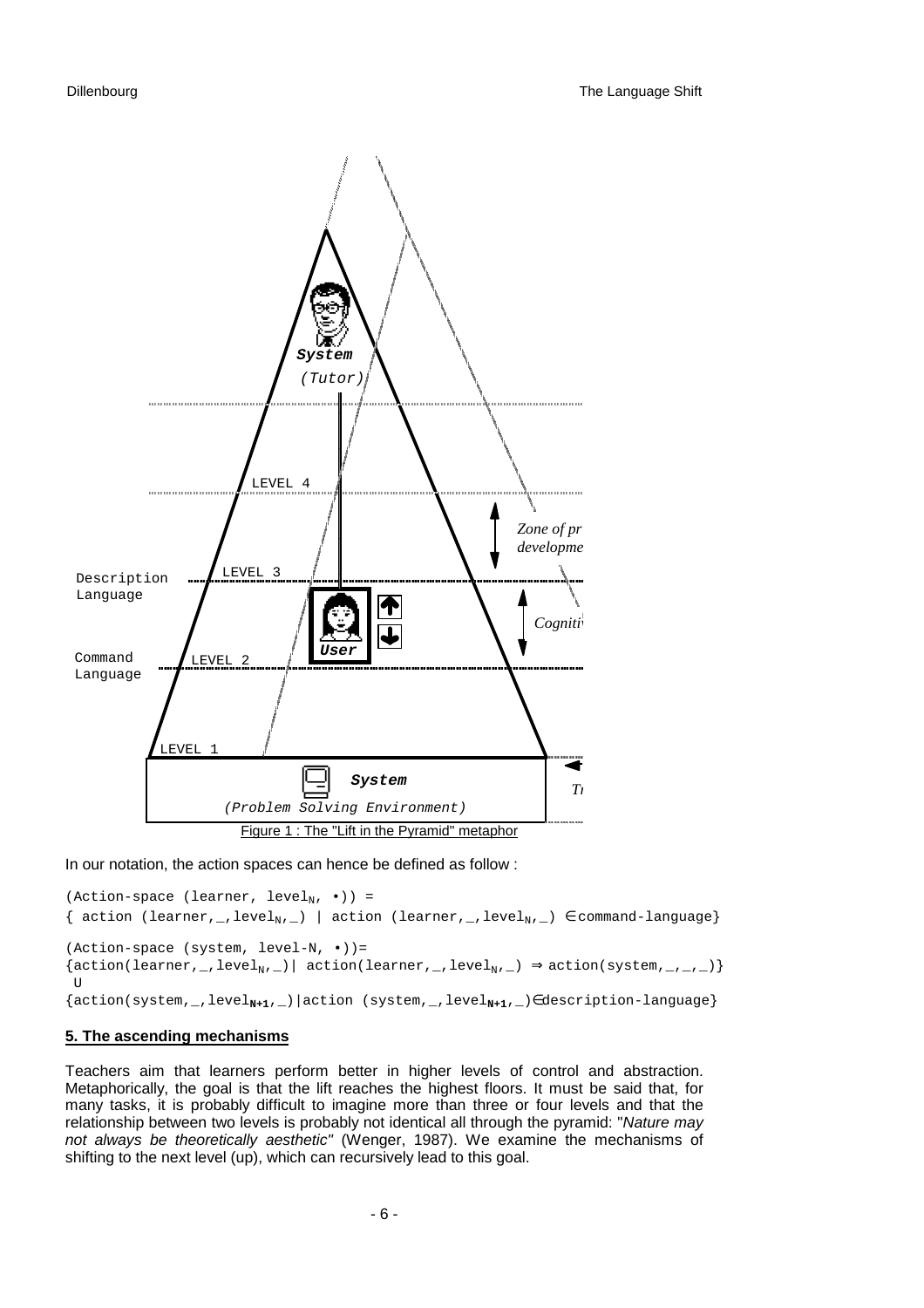Figure 1 : The "Lift in the Pyramid" metaphor

In our notation, the action spaces can hence be defined as follow :

(Action-space (learner, $level_N$, •)) =
{ action (learner,_,$level_N$,_) | action (learner,_,$level_N$,_) ∈ command-language}

(Action-space (system, level-N, •))=
{action(learner,_,$level_N$,_)| action(learner,_,$level_N$,_) ⇒ action(system,_,_,_)}
U
{action(system,_,$level_{N+1}$,_)|action (system,_,$level_{N+1}$,_)∈description-language}

## 5. The ascending mechanisms

Teachers aim that learners perform better in higher levels of control and abstraction. Metaphorically, the goal is that the lift reaches the highest floors. It must be said that, for many tasks, it is probably difficult to imagine more than three or four levels and that the relationship between two levels is probably not identical all through the pyramid: "*Nature may not always be theoretically aesthetic*" (Wenger, 1987). We examine the mechanisms of shifting to the next level (up), which can recursively lead to this goal.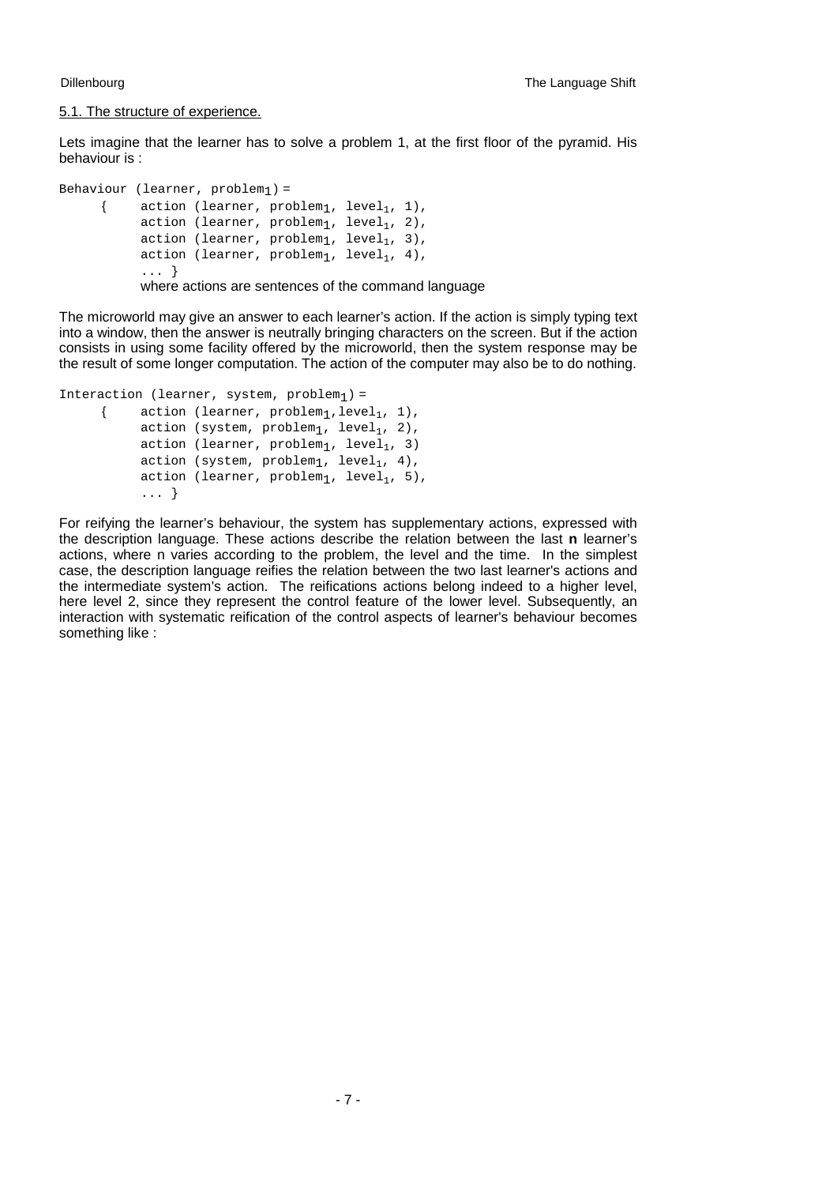5.1. The structure of experience.

Lets imagine that the learner has to solve a problem 1, at the first floor of the pyramid. His behaviour is :

```
Behaviour (learner, problem1) =
     {    action (learner, problem1, level1, 1),
          action (learner, problem1, level1, 2),
          action (learner, problem1, level1, 3),
          action (learner, problem1, level1, 4),
          ... }
```

where actions are sentences of the command language

The microworld may give an answer to each learner's action. If the action is simply typing text into a window, then the answer is neutrally bringing characters on the screen. But if the action consists in using some facility offered by the microworld, then the system response may be the result of some longer computation. The action of the computer may also be to do nothing.

```
Interaction (learner, system, problem1) =
     {    action (learner, problem1,level1, 1),
          action (system, problem1, level1, 2),
          action (learner, problem1, level1, 3)
          action (system, problem1, level1, 4),
          action (learner, problem1, level1, 5),
          ... }
```

For reifying the learner's behaviour, the system has supplementary actions, expressed with the description language. These actions describe the relation between the last **n** learner's actions, where n varies according to the problem, the level and the time. In the simplest case, the description language reifies the relation between the two last learner's actions and the intermediate system's action. The reifications actions belong indeed to a higher level, here level 2, since they represent the control feature of the lower level. Subsequently, an interaction with systematic reification of the control aspects of learner's behaviour becomes something like :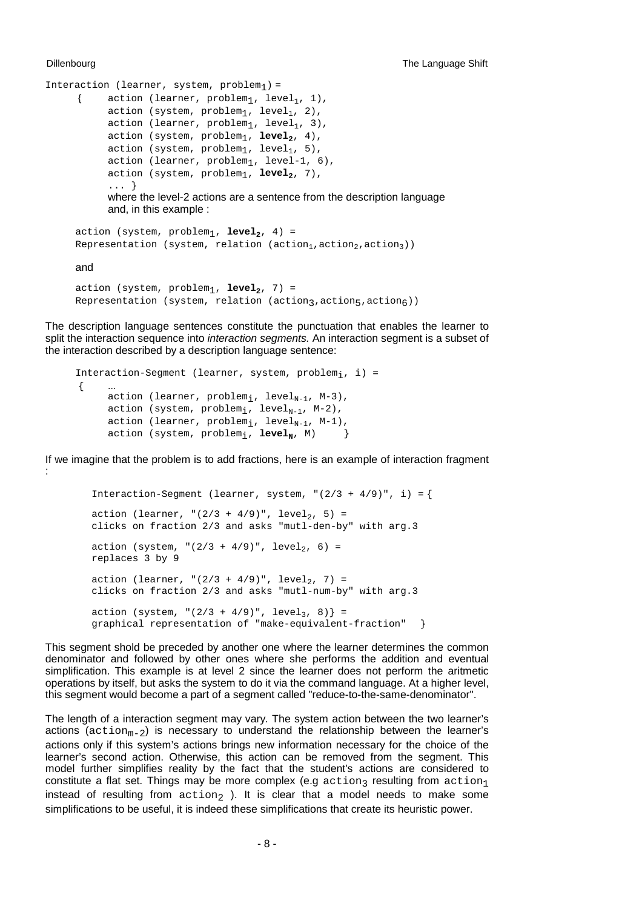```
Interaction (learner, system, problem1) =
     {    action (learner, problem1, level1, 1),
          action (system, problem1, level1, 2),
          action (learner, problem1, level1, 3),
          action (system, problem1, level2, 4),
          action (system, problem1, level1, 5),
          action (learner, problem1, level-1, 6),
          action (system, problem1, level2, 7),
          ... }
```

where the level-2 actions are a sentence from the description language and, in this example :

```
action (system, problem1, level2, 4) =
Representation (system, relation (action1,action2,action3))
```

and

```
action (system, problem1, level2, 7) =
Representation (system, relation (action3,action5,action6))
```

The description language sentences constitute the punctuation that enables the learner to split the interaction sequence into *interaction segments.* An interaction segment is a subset of the interaction described by a description language sentence:

```
Interaction-Segment (learner, system, problemi, i) =
{    ...
     action (learner, problemi, levelN-1, M-3),
     action (system, problemi, levelN-1, M-2),
     action (learner, problemi, levelN-1, M-1),
     action (system, problemi, levelN, M)     }
```

If we imagine that the problem is to add fractions, here is an example of interaction fragment :

```
Interaction-Segment (learner, system, "(2/3 + 4/9)", i) = {

action (learner, "(2/3 + 4/9)", level2, 5) =
clicks on fraction 2/3 and asks "mutl-den-by" with arg.3

action (system, "(2/3 + 4/9)", level2, 6) =
replaces 3 by 9

action (learner, "(2/3 + 4/9)", level2, 7) =
clicks on fraction 2/3 and asks "mutl-num-by" with arg.3

action (system, "(2/3 + 4/9)", level3, 8)} =
graphical representation of "make-equivalent-fraction"  }
```

This segment shold be preceded by another one where the learner determines the common denominator and followed by other ones where she performs the addition and eventual simplification. This example is at level 2 since the learner does not perform the aritmetic operations by itself, but asks the system to do it via the command language. At a higher level, this segment would become a part of a segment called "reduce-to-the-same-denominator".

The length of a interaction segment may vary. The system action between the two learner's actions ($action_{m-2}$) is necessary to understand the relationship between the learner's actions only if this system's actions brings new information necessary for the choice of the learner's second action. Otherwise, this action can be removed from the segment. This model further simplifies reality by the fact that the student's actions are considered to constitute a flat set. Things may be more complex (e.g $action_3$ resulting from $action_1$ instead of resulting from $action_2$ ). It is clear that a model needs to make some simplifications to be useful, it is indeed these simplifications that create its heuristic power.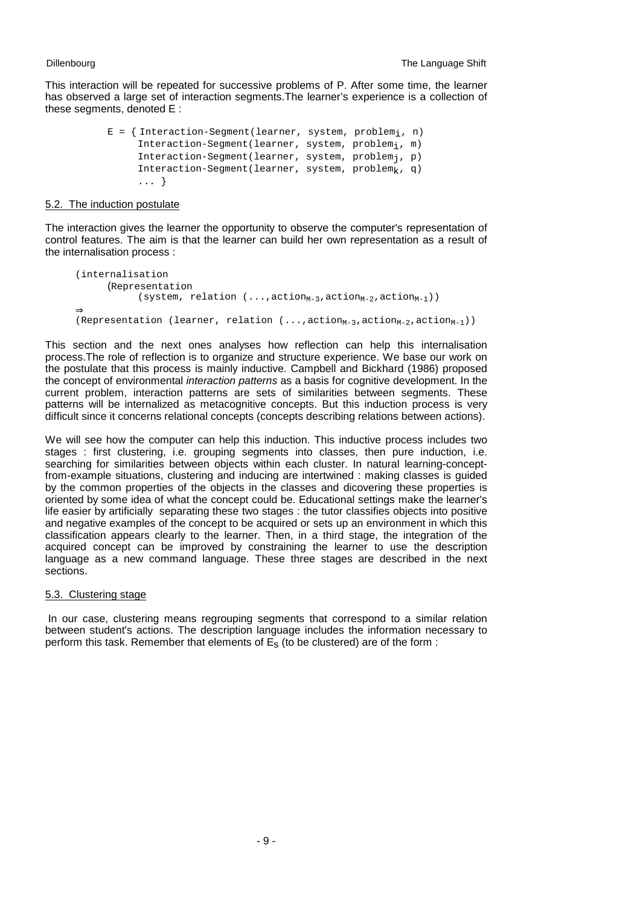This interaction will be repeated for successive problems of P. After some time, the learner has observed a large set of interaction segments.The learner's experience is a collection of these segments, denoted E :

```
E = { Interaction-Segment(learner, system, problem_i, n)
      Interaction-Segment(learner, system, problem_i, m)
      Interaction-Segment(learner, system, problem_j, p)
      Interaction-Segment(learner, system, problem_k, q)
      ... }
```

## 5.2. The induction postulate

The interaction gives the learner the opportunity to observe the computer's representation of control features. The aim is that the learner can build her own representation as a result of the internalisation process :

```
(internalisation
     (Representation
          (system, relation (...,action_M-3,action_M-2,action_M-1))
⇒
(Representation (learner, relation (...,action_M-3,action_M-2,action_M-1))
```

This section and the next ones analyses how reflection can help this internalisation process.The role of reflection is to organize and structure experience. We base our work on the postulate that this process is mainly inductive. Campbell and Bickhard (1986) proposed the concept of environmental *interaction patterns* as a basis for cognitive development. In the current problem, interaction patterns are sets of similarities between segments. These patterns will be internalized as metacognitive concepts. But this induction process is very difficult since it concerns relational concepts (concepts describing relations between actions).

We will see how the computer can help this induction. This inductive process includes two stages : first clustering, i.e. grouping segments into classes, then pure induction, i.e. searching for similarities between objects within each cluster. In natural learning-concept-from-example situations, clustering and inducing are intertwined : making classes is guided by the common properties of the objects in the classes and dicovering these properties is oriented by some idea of what the concept could be. Educational settings make the learner's life easier by artificially separating these two stages : the tutor classifies objects into positive and negative examples of the concept to be acquired or sets up an environment in which this classification appears clearly to the learner. Then, in a third stage, the integration of the acquired concept can be improved by constraining the learner to use the description language as a new command language. These three stages are described in the next sections.

## 5.3. Clustering stage

In our case, clustering means regrouping segments that correspond to a similar relation between student's actions. The description language includes the information necessary to perform this task. Remember that elements of $E_S$ (to be clustered) are of the form :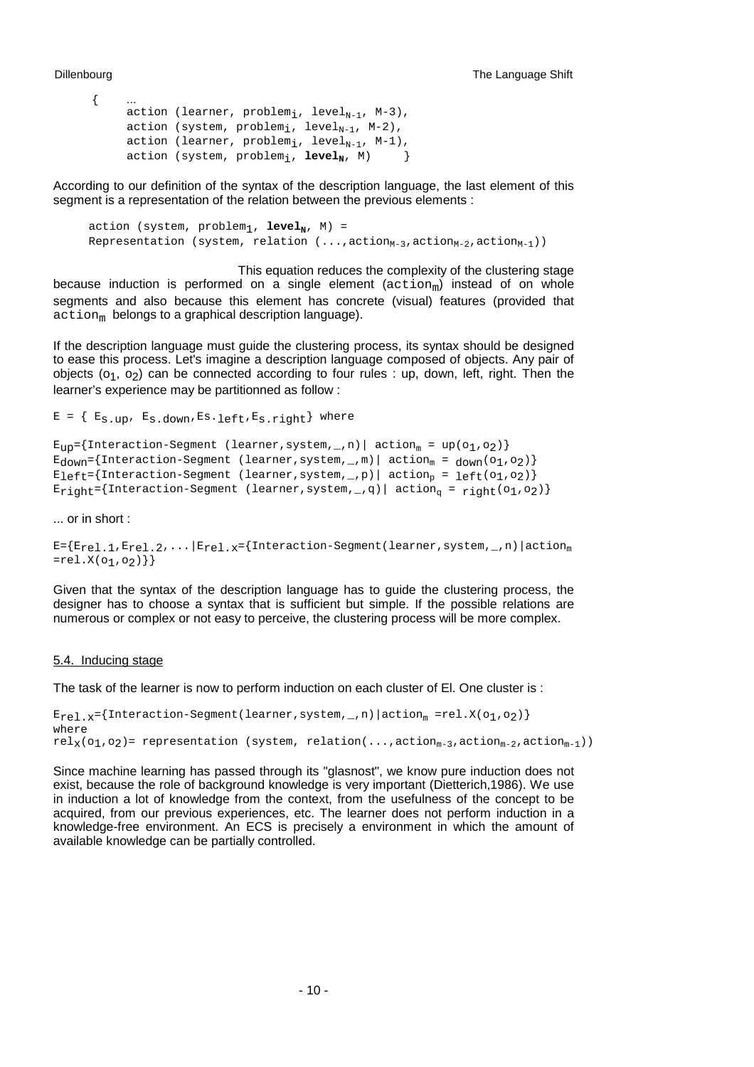```
{    ...
     action (learner, problem_i, level_N-1, M-3),
     action (system, problem_i, level_N-1, M-2),
     action (learner, problem_i, level_N-1, M-1),
     action (system, problem_i, level_N, M)     }
```

According to our definition of the syntax of the description language, the last element of this segment is a representation of the relation between the previous elements :

```
action (system, problem_1, level_N, M) =
Representation (system, relation (...,action_M-3,action_M-2,action_M-1))
```

This equation reduces the complexity of the clustering stage because induction is performed on a single element ($action_m$) instead of on whole segments and also because this element has concrete (visual) features (provided that $action_m$ belongs to a graphical description language).

If the description language must guide the clustering process, its syntax should be designed to ease this process. Let's imagine a description language composed of objects. Any pair of objects ($o_1$, $o_2$) can be connected according to four rules : up, down, left, right. Then the learner's experience may be partitionned as follow :

$E = \{ E_{s.up}, E_{s.down}, E_{s.left}, E_{s.right}\}$ where

$E_{up}$={Interaction-Segment (learner,system,_,n)| $action_m = up(o_1,o_2)$}
$E_{down}$={Interaction-Segment (learner,system,_,m)| $action_m = _{down}(o_1,o_2)$}
$E_{left}$={Interaction-Segment (learner,system,_,p)| $action_p = _{left}(o_1,o_2)$}
$E_{right}$={Interaction-Segment (learner,system,_,q)| $action_q = _{right}(o_1,o_2)$}

... or in short :

$E=\{E_{rel.1},E_{rel.2},...|E_{rel.X}$={Interaction-Segment(learner,system,_,n)|$action_m = rel.X(o_1,o_2)\}\}$

Given that the syntax of the description language has to guide the clustering process, the designer has to choose a syntax that is sufficient but simple. If the possible relations are numerous or complex or not easy to perceive, the clustering process will be more complex.

## 5.4. Inducing stage

The task of the learner is now to perform induction on each cluster of El. One cluster is :

$E_{rel.X}$={Interaction-Segment(learner,system,_,n)|$action_m = rel.X(o_1,o_2)$}
where
$rel_X(o_1,o_2)$= representation (system, relation(...,$action_{m-3}$,$action_{m-2}$,$action_{m-1}$))

Since machine learning has passed through its "glasnost", we know pure induction does not exist, because the role of background knowledge is very important (Dietterich,1986). We use in induction a lot of knowledge from the context, from the usefulness of the concept to be acquired, from our previous experiences, etc. The learner does not perform induction in a knowledge-free environment. An ECS is precisely a environment in which the amount of available knowledge can be partially controlled.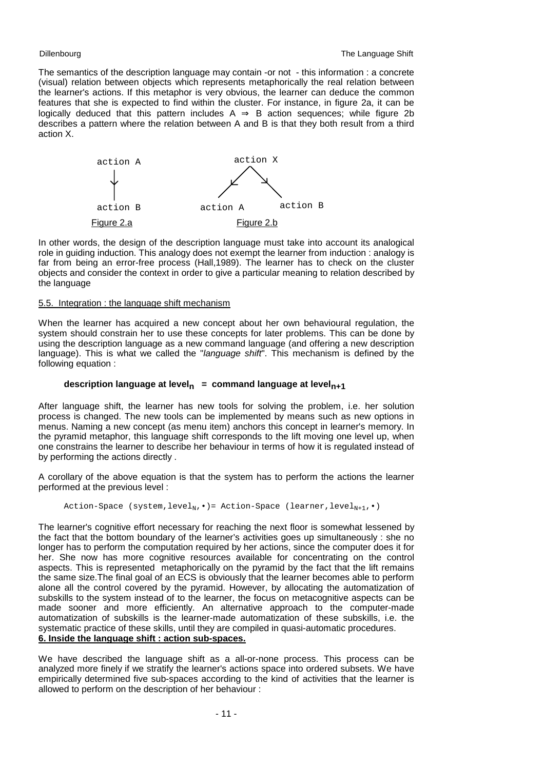The semantics of the description language may contain -or not - this information : a concrete (visual) relation between objects which represents metaphorically the real relation between the learner's actions. If this metaphor is very obvious, the learner can deduce the common features that she is expected to find within the cluster. For instance, in figure 2a, it can be logically deduced that this pattern includes A ⇒ B action sequences; while figure 2b describes a pattern where the relation between A and B is that they both result from a third action X.

```
action A                         action X
   |                             /      \
   v                            v        v
action B                   action A    action B
```

Figure 2.a     Figure 2.b

In other words, the design of the description language must take into account its analogical role in guiding induction. This analogy does not exempt the learner from induction : analogy is far from being an error-free process (Hall,1989). The learner has to check on the cluster objects and consider the context in order to give a particular meaning to relation described by the language

### 5.5. Integration : the language shift mechanism

When the learner has acquired a new concept about her own behavioural regulation, the system should constrain her to use these concepts for later problems. This can be done by using the description language as a new command language (and offering a new description language). This is what we called the "*language shift*". This mechanism is defined by the following equation :

$$\textbf{description language at level}_n = \textbf{command language at level}_{n+1}$$

After language shift, the learner has new tools for solving the problem, i.e. her solution process is changed. The new tools can be implemented by means such as new options in menus. Naming a new concept (as menu item) anchors this concept in learner's memory. In the pyramid metaphor, this language shift corresponds to the lift moving one level up, when one constrains the learner to describe her behaviour in terms of how it is regulated instead of by performing the actions directly .

A corollary of the above equation is that the system has to perform the actions the learner performed at the previous level :

$$\text{Action-Space (system,level}_N,\bullet) = \text{Action-Space (learner,level}_{N+1},\bullet)$$

The learner's cognitive effort necessary for reaching the next floor is somewhat lessened by the fact that the bottom boundary of the learner's activities goes up simultaneously : she no longer has to perform the computation required by her actions, since the computer does it for her. She now has more cognitive resources available for concentrating on the control aspects. This is represented metaphorically on the pyramid by the fact that the lift remains the same size.The final goal of an ECS is obviously that the learner becomes able to perform alone all the control covered by the pyramid. However, by allocating the automatization of subskills to the system instead of to the learner, the focus on metacognitive aspects can be made sooner and more efficiently. An alternative approach to the computer-made automatization of subskills is the learner-made automatization of these subskills, i.e. the systematic practice of these skills, until they are compiled in quasi-automatic procedures.

## 6. Inside the language shift : action sub-spaces.

We have described the language shift as a all-or-none process. This process can be analyzed more finely if we stratify the learner's actions space into ordered subsets. We have empirically determined five sub-spaces according to the kind of activities that the learner is allowed to perform on the description of her behaviour :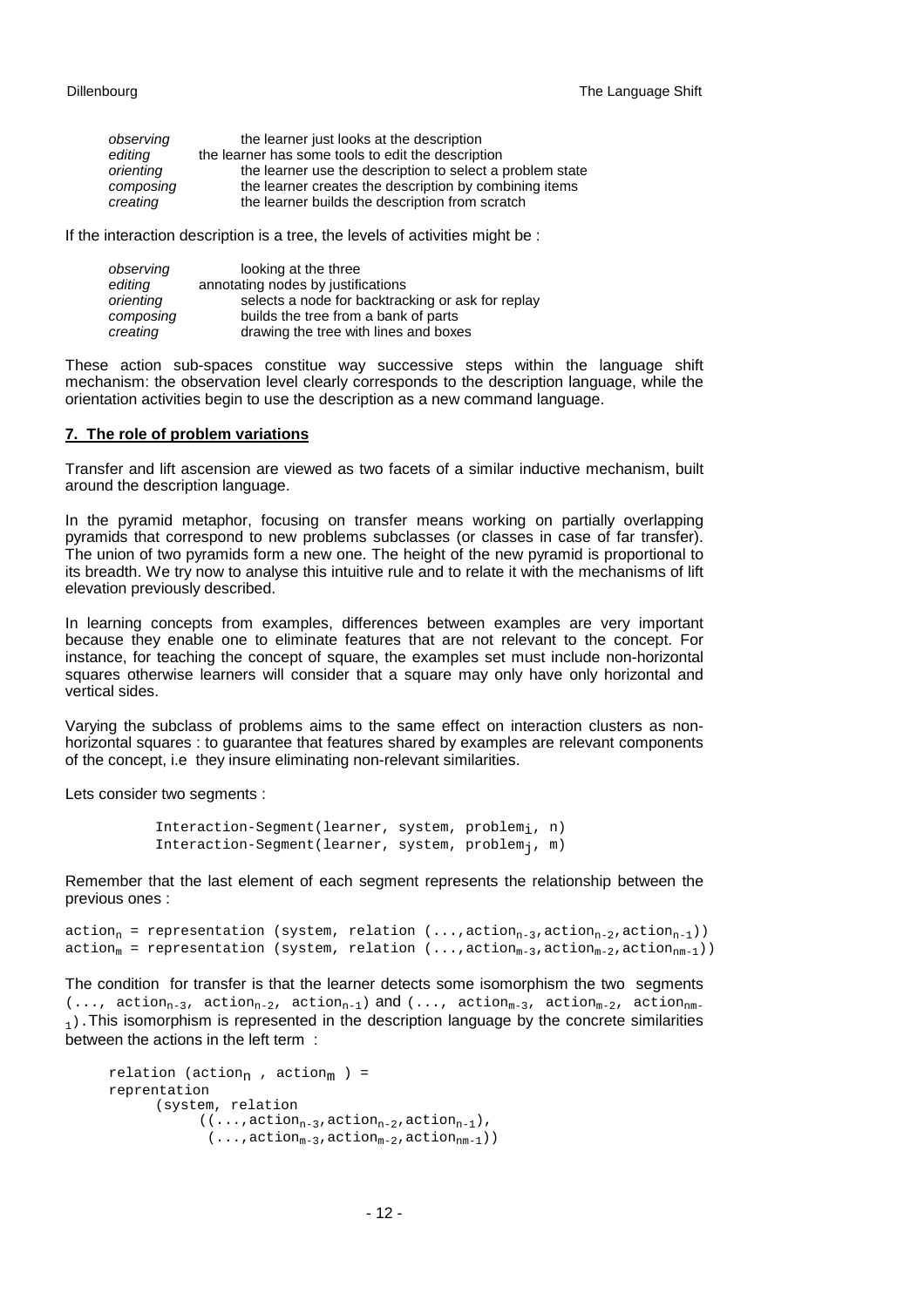| | |
|---|---|
| *observing* | the learner just looks at the description |
| *editing* | the learner has some tools to edit the description |
| *orienting* | the learner use the description to select a problem state |
| *composing* | the learner creates the description by combining items |
| *creating* | the learner builds the description from scratch |

If the interaction description is a tree, the levels of activities might be :

| | |
|---|---|
| *observing* | looking at the three |
| *editing* | annotating nodes by justifications |
| *orienting* | selects a node for backtracking or ask for replay |
| *composing* | builds the tree from a bank of parts |
| *creating* | drawing the tree with lines and boxes |

These action sub-spaces constitue way successive steps within the language shift mechanism: the observation level clearly corresponds to the description language, while the orientation activities begin to use the description as a new command language.

## 7. The role of problem variations

Transfer and lift ascension are viewed as two facets of a similar inductive mechanism, built around the description language.

In the pyramid metaphor, focusing on transfer means working on partially overlapping pyramids that correspond to new problems subclasses (or classes in case of far transfer). The union of two pyramids form a new one. The height of the new pyramid is proportional to its breadth. We try now to analyse this intuitive rule and to relate it with the mechanisms of lift elevation previously described.

In learning concepts from examples, differences between examples are very important because they enable one to eliminate features that are not relevant to the concept. For instance, for teaching the concept of square, the examples set must include non-horizontal squares otherwise learners will consider that a square may only have only horizontal and vertical sides.

Varying the subclass of problems aims to the same effect on interaction clusters as non-horizontal squares : to guarantee that features shared by examples are relevant components of the concept, i.e they insure eliminating non-relevant similarities.

Lets consider two segments :

$$\text{Interaction-Segment}(\text{learner, system, problem}_i\text{, n})$$
$$\text{Interaction-Segment}(\text{learner, system, problem}_j\text{, m})$$

Remember that the last element of each segment represents the relationship between the previous ones :

$$\text{action}_n = \text{representation (system, relation } (\ldots,\text{action}_{n-3},\text{action}_{n-2},\text{action}_{n-1}))$$
$$\text{action}_m = \text{representation (system, relation } (\ldots,\text{action}_{m-3},\text{action}_{m-2},\text{action}_{nm-1}))$$

The condition for transfer is that the learner detects some isomorphism the two segments $(\ldots, \text{action}_{n-3}, \text{action}_{n-2}, \text{action}_{n-1})$ and $(\ldots, \text{action}_{m-3}, \text{action}_{m-2}, \text{action}_{nm-1})$. This isomorphism is represented in the description language by the concrete similarities between the actions in the left term :

$$\text{relation } (\text{action}_n , \text{action}_m) = \text{reprentation (system, relation } ((\ldots,\text{action}_{n-3},\text{action}_{n-2},\text{action}_{n-1}), (\ldots,\text{action}_{m-3},\text{action}_{m-2},\text{action}_{nm-1}))$$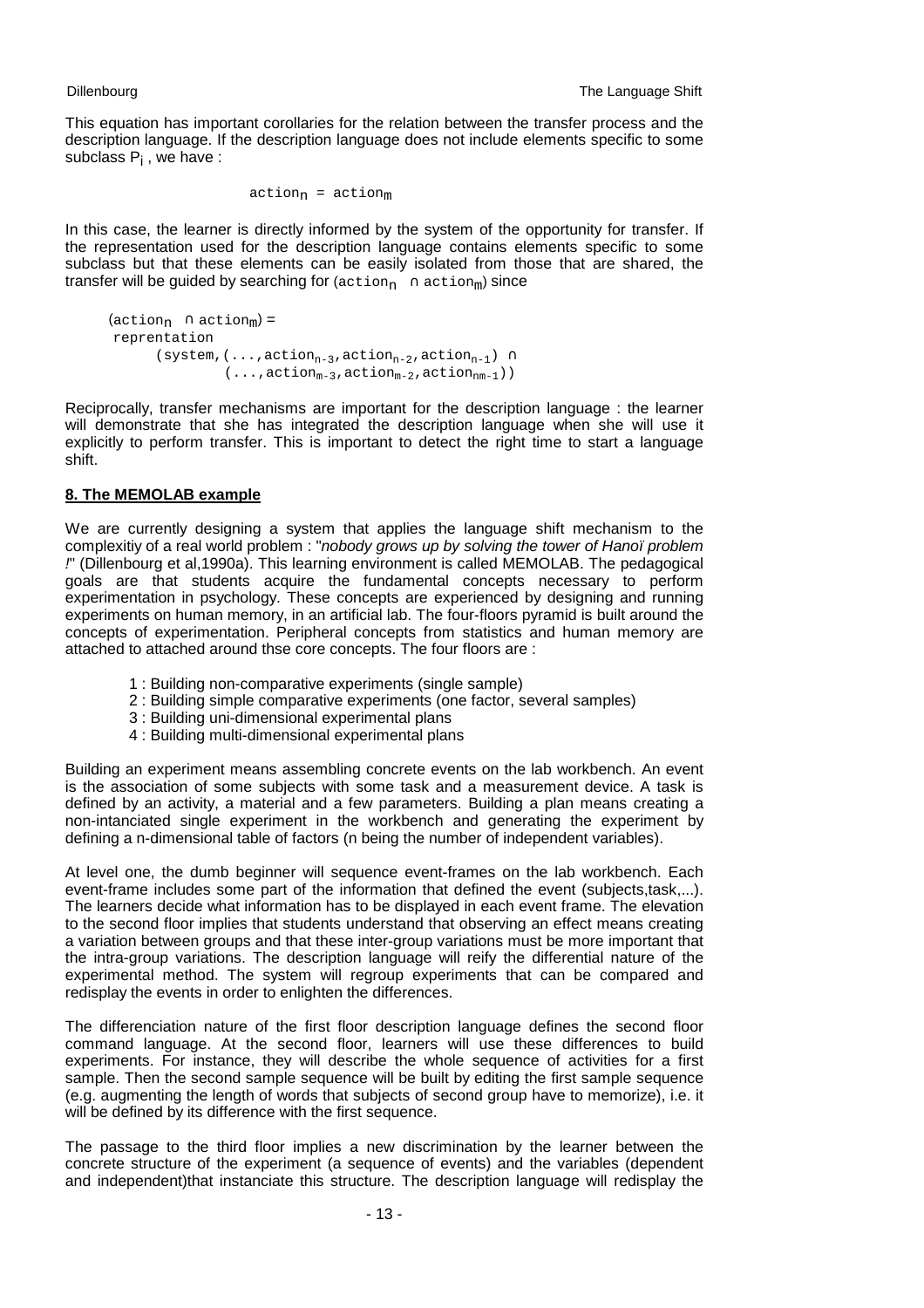This equation has important corollaries for the relation between the transfer process and the description language. If the description language does not include elements specific to some subclass $P_i$ , we have :

$$\text{action}_n = \text{action}_m$$

In this case, the learner is directly informed by the system of the opportunity for transfer. If the representation used for the description language contains elements specific to some subclass but that these elements can be easily isolated from those that are shared, the transfer will be guided by searching for $(\text{action}_n \cap \text{action}_m)$ since

$$
\begin{aligned}
(\text{action}_n \cap \text{action}_m) = \\
\text{reprentation} \\
\quad (\text{system}, (\ldots, \text{action}_{n-3}, \text{action}_{n-2}, \text{action}_{n-1}) \cap \\
\quad\quad (\ldots, \text{action}_{m-3}, \text{action}_{m-2}, \text{action}_{nm-1}))
\end{aligned}
$$

Reciprocally, transfer mechanisms are important for the description language : the learner will demonstrate that she has integrated the description language when she will use it explicitly to perform transfer. This is important to detect the right time to start a language shift.

## 8. The MEMOLAB example

We are currently designing a system that applies the language shift mechanism to the complexitiy of a real world problem : "*nobody grows up by solving the tower of Hanoï problem !*" (Dillenbourg et al,1990a). This learning environment is called MEMOLAB. The pedagogical goals are that students acquire the fundamental concepts necessary to perform experimentation in psychology. These concepts are experienced by designing and running experiments on human memory, in an artificial lab. The four-floors pyramid is built around the concepts of experimentation. Peripheral concepts from statistics and human memory are attached to attached around thse core concepts. The four floors are :

1 : Building non-comparative experiments (single sample)
2 : Building simple comparative experiments (one factor, several samples)
3 : Building uni-dimensional experimental plans
4 : Building multi-dimensional experimental plans

Building an experiment means assembling concrete events on the lab workbench. An event is the association of some subjects with some task and a measurement device. A task is defined by an activity, a material and a few parameters. Building a plan means creating a non-intanciated single experiment in the workbench and generating the experiment by defining a n-dimensional table of factors (n being the number of independent variables).

At level one, the dumb beginner will sequence event-frames on the lab workbench. Each event-frame includes some part of the information that defined the event (subjects,task,...). The learners decide what information has to be displayed in each event frame. The elevation to the second floor implies that students understand that observing an effect means creating a variation between groups and that these inter-group variations must be more important that the intra-group variations. The description language will reify the differential nature of the experimental method. The system will regroup experiments that can be compared and redisplay the events in order to enlighten the differences.

The differenciation nature of the first floor description language defines the second floor command language. At the second floor, learners will use these differences to build experiments. For instance, they will describe the whole sequence of activities for a first sample. Then the second sample sequence will be built by editing the first sample sequence (e.g. augmenting the length of words that subjects of second group have to memorize), i.e. it will be defined by its difference with the first sequence.

The passage to the third floor implies a new discrimination by the learner between the concrete structure of the experiment (a sequence of events) and the variables (dependent and independent)that instanciate this structure. The description language will redisplay the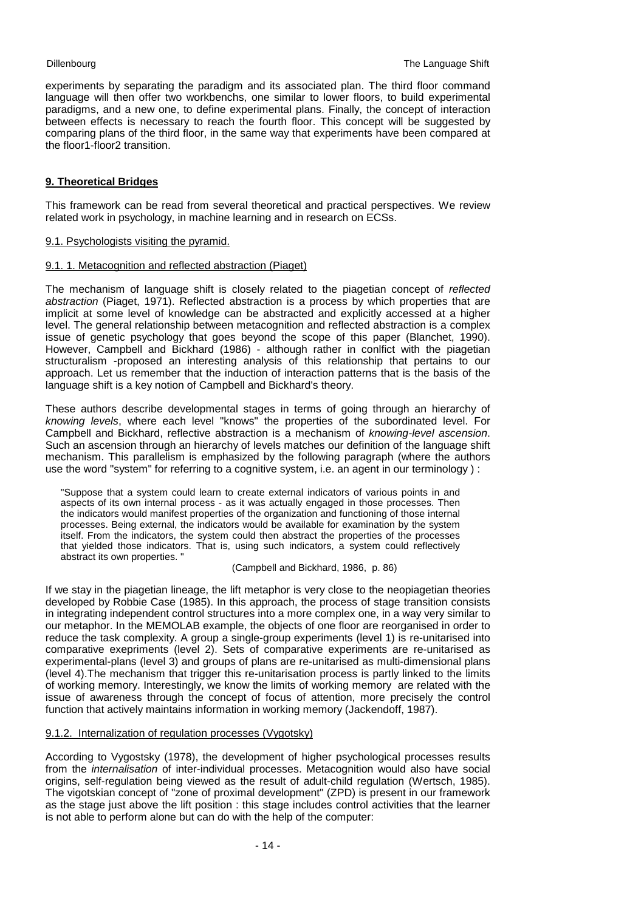experiments by separating the paradigm and its associated plan. The third floor command language will then offer two workbenchs, one similar to lower floors, to build experimental paradigms, and a new one, to define experimental plans. Finally, the concept of interaction between effects is necessary to reach the fourth floor. This concept will be suggested by comparing plans of the third floor, in the same way that experiments have been compared at the floor1-floor2 transition.

## 9. Theoretical Bridges

This framework can be read from several theoretical and practical perspectives. We review related work in psychology, in machine learning and in research on ECSs.

### 9.1. Psychologists visiting the pyramid.

#### 9.1. 1. Metacognition and reflected abstraction (Piaget)

The mechanism of language shift is closely related to the piagetian concept of *reflected abstraction* (Piaget, 1971). Reflected abstraction is a process by which properties that are implicit at some level of knowledge can be abstracted and explicitly accessed at a higher level. The general relationship between metacognition and reflected abstraction is a complex issue of genetic psychology that goes beyond the scope of this paper (Blanchet, 1990). However, Campbell and Bickhard (1986) - although rather in conlfict with the piagetian structuralism -proposed an interesting analysis of this relationship that pertains to our approach. Let us remember that the induction of interaction patterns that is the basis of the language shift is a key notion of Campbell and Bickhard's theory.

These authors describe developmental stages in terms of going through an hierarchy of *knowing levels*, where each level "knows" the properties of the subordinated level. For Campbell and Bickhard, reflective abstraction is a mechanism of *knowing-level ascension*. Such an ascension through an hierarchy of levels matches our definition of the language shift mechanism. This parallelism is emphasized by the following paragraph (where the authors use the word "system" for referring to a cognitive system, i.e. an agent in our terminology ) :

> "Suppose that a system could learn to create external indicators of various points in and aspects of its own internal process - as it was actually engaged in those processes. Then the indicators would manifest properties of the organization and functioning of those internal processes. Being external, the indicators would be available for examination by the system itself. From the indicators, the system could then abstract the properties of the processes that yielded those indicators. That is, using such indicators, a system could reflectively abstract its own properties. "
>
> (Campbell and Bickhard, 1986, p. 86)

If we stay in the piagetian lineage, the lift metaphor is very close to the neopiagetian theories developed by Robbie Case (1985). In this approach, the process of stage transition consists in integrating independent control structures into a more complex one, in a way very similar to our metaphor. In the MEMOLAB example, the objects of one floor are reorganised in order to reduce the task complexity. A group a single-group experiments (level 1) is re-unitarised into comparative exepriments (level 2). Sets of comparative experiments are re-unitarised as experimental-plans (level 3) and groups of plans are re-unitarised as multi-dimensional plans (level 4).The mechanism that trigger this re-unitarisation process is partly linked to the limits of working memory. Interestingly, we know the limits of working memory are related with the issue of awareness through the concept of focus of attention, more precisely the control function that actively maintains information in working memory (Jackendoff, 1987).

#### 9.1.2. Internalization of regulation processes (Vygotsky)

According to Vygostsky (1978), the development of higher psychological processes results from the *internalisation* of inter-individual processes. Metacognition would also have social origins, self-regulation being viewed as the result of adult-child regulation (Wertsch, 1985). The vigotskian concept of "zone of proximal development" (ZPD) is present in our framework as the stage just above the lift position : this stage includes control activities that the learner is not able to perform alone but can do with the help of the computer: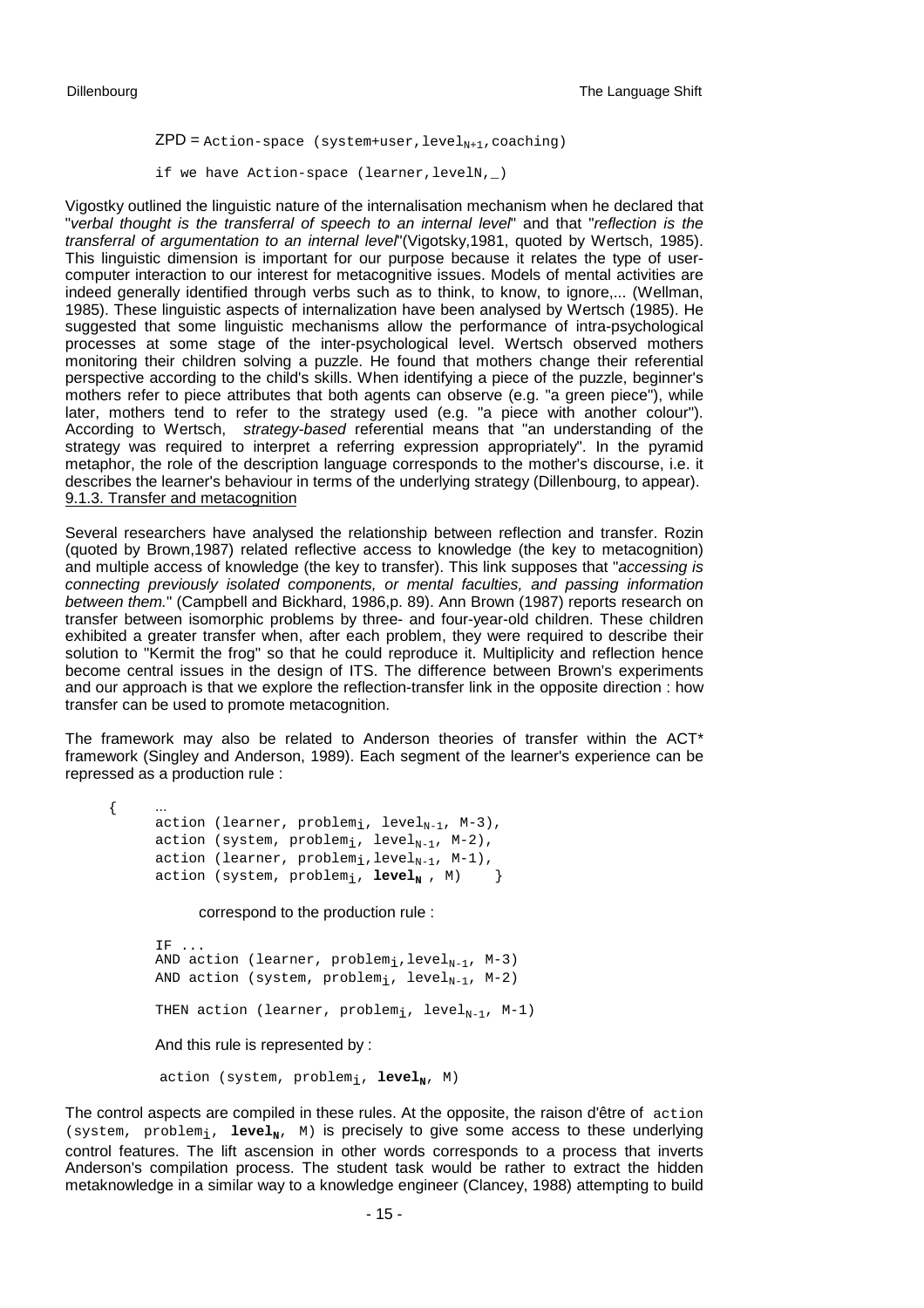ZPD = $\texttt{Action-space (system+user,level}_{N+1}\texttt{,coaching)}$

```
if we have Action-space (learner,levelN,_)
```

Vigostky outlined the linguistic nature of the internalisation mechanism when he declared that "*verbal thought is the transferral of speech to an internal level*" and that "*reflection is the transferral of argumentation to an internal level*"(Vigotsky,1981, quoted by Wertsch, 1985). This linguistic dimension is important for our purpose because it relates the type of user-computer interaction to our interest for metacognitive issues. Models of mental activities are indeed generally identified through verbs such as to think, to know, to ignore,... (Wellman, 1985). These linguistic aspects of internalization have been analysed by Wertsch (1985). He suggested that some linguistic mechanisms allow the performance of intra-psychological processes at some stage of the inter-psychological level. Wertsch observed mothers monitoring their children solving a puzzle. He found that mothers change their referential perspective according to the child's skills. When identifying a piece of the puzzle, beginner's mothers refer to piece attributes that both agents can observe (e.g. "a green piece"), while later, mothers tend to refer to the strategy used (e.g. "a piece with another colour"). According to Wertsch, *strategy-based* referential means that "an understanding of the strategy was required to interpret a referring expression appropriately". In the pyramid metaphor, the role of the description language corresponds to the mother's discourse, i.e. it describes the learner's behaviour in terms of the underlying strategy (Dillenbourg, to appear).

### 9.1.3. Transfer and metacognition

Several researchers have analysed the relationship between reflection and transfer. Rozin (quoted by Brown,1987) related reflective access to knowledge (the key to metacognition) and multiple access of knowledge (the key to transfer). This link supposes that "*accessing is connecting previously isolated components, or mental faculties, and passing information between them.*" (Campbell and Bickhard, 1986,p. 89). Ann Brown (1987) reports research on transfer between isomorphic problems by three- and four-year-old children. These children exhibited a greater transfer when, after each problem, they were required to describe their solution to "Kermit the frog" so that he could reproduce it. Multiplicity and reflection hence become central issues in the design of ITS. The difference between Brown's experiments and our approach is that we explore the reflection-transfer link in the opposite direction : how transfer can be used to promote metacognition.

The framework may also be related to Anderson theories of transfer within the ACT* framework (Singley and Anderson, 1989). Each segment of the learner's experience can be repressed as a production rule :

$$
\left\{
\begin{array}{l}
\ldots \\
\texttt{action (learner, problem}_i\texttt{, level}_{N-1}\texttt{, M-3),} \\
\texttt{action (system, problem}_i\texttt{, level}_{N-1}\texttt{, M-2),} \\
\texttt{action (learner, problem}_i\texttt{,level}_{N-1}\texttt{, M-1),} \\
\texttt{action (system, problem}_i\texttt{, } \mathbf{level_N} \texttt{ , M)}
\end{array}
\right\}
$$

correspond to the production rule :

$$
\begin{array}{l}
\texttt{IF ...} \\
\texttt{AND action (learner, problem}_i\texttt{,level}_{N-1}\texttt{, M-3)} \\
\texttt{AND action (system, problem}_i\texttt{, level}_{N-1}\texttt{, M-2)} \\
\\
\texttt{THEN action (learner, problem}_i\texttt{, level}_{N-1}\texttt{, M-1)}
\end{array}
$$

And this rule is represented by :

$$\texttt{action (system, problem}_i\texttt{, } \mathbf{level_N}\texttt{, M)}$$

The control aspects are compiled in these rules. At the opposite, the raison d'être of $\texttt{action (system, problem}_i\texttt{, } \mathbf{level_N}\texttt{, M)}$ is precisely to give some access to these underlying control features. The lift ascension in other words corresponds to a process that inverts Anderson's compilation process. The student task would be rather to extract the hidden metaknowledge in a similar way to a knowledge engineer (Clancey, 1988) attempting to build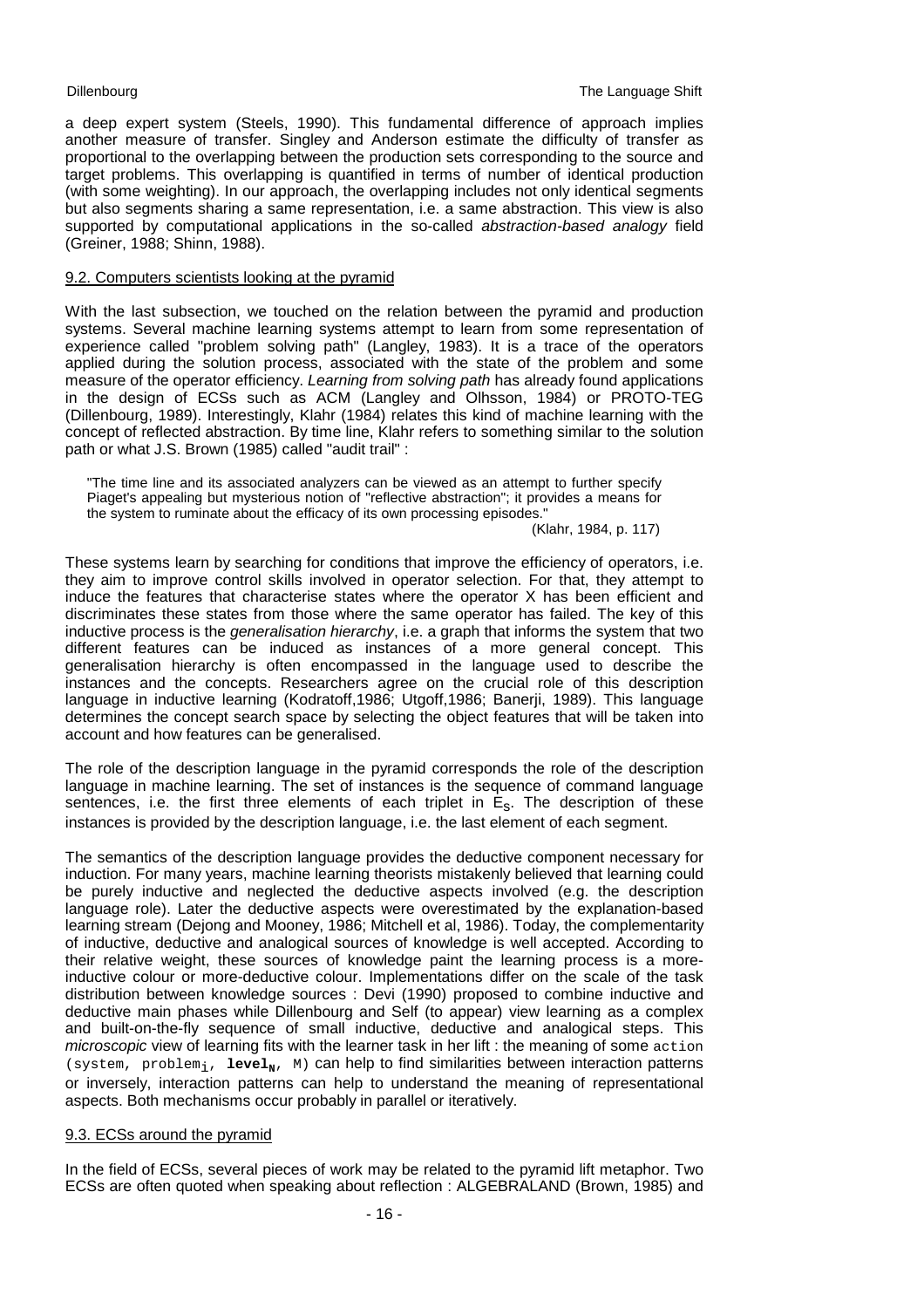a deep expert system (Steels, 1990). This fundamental difference of approach implies another measure of transfer. Singley and Anderson estimate the difficulty of transfer as proportional to the overlapping between the production sets corresponding to the source and target problems. This overlapping is quantified in terms of number of identical production (with some weighting). In our approach, the overlapping includes not only identical segments but also segments sharing a same representation, i.e. a same abstraction. This view is also supported by computational applications in the so-called *abstraction-based analogy* field (Greiner, 1988; Shinn, 1988).

## 9.2. Computers scientists looking at the pyramid

With the last subsection, we touched on the relation between the pyramid and production systems. Several machine learning systems attempt to learn from some representation of experience called "problem solving path" (Langley, 1983). It is a trace of the operators applied during the solution process, associated with the state of the problem and some measure of the operator efficiency. *Learning from solving path* has already found applications in the design of ECSs such as ACM (Langley and Olhsson, 1984) or PROTO-TEG (Dillenbourg, 1989). Interestingly, Klahr (1984) relates this kind of machine learning with the concept of reflected abstraction. By time line, Klahr refers to something similar to the solution path or what J.S. Brown (1985) called "audit trail" :

> "The time line and its associated analyzers can be viewed as an attempt to further specify Piaget's appealing but mysterious notion of "reflective abstraction"; it provides a means for the system to ruminate about the efficacy of its own processing episodes."
>
> (Klahr, 1984, p. 117)

These systems learn by searching for conditions that improve the efficiency of operators, i.e. they aim to improve control skills involved in operator selection. For that, they attempt to induce the features that characterise states where the operator X has been efficient and discriminates these states from those where the same operator has failed. The key of this inductive process is the *generalisation hierarchy*, i.e. a graph that informs the system that two different features can be induced as instances of a more general concept. This generalisation hierarchy is often encompassed in the language used to describe the instances and the concepts. Researchers agree on the crucial role of this description language in inductive learning (Kodratoff,1986; Utgoff,1986; Banerji, 1989). This language determines the concept search space by selecting the object features that will be taken into account and how features can be generalised.

The role of the description language in the pyramid corresponds the role of the description language in machine learning. The set of instances is the sequence of command language sentences, i.e. the first three elements of each triplet in $E_S$. The description of these instances is provided by the description language, i.e. the last element of each segment.

The semantics of the description language provides the deductive component necessary for induction. For many years, machine learning theorists mistakenly believed that learning could be purely inductive and neglected the deductive aspects involved (e.g. the description language role). Later the deductive aspects were overestimated by the explanation-based learning stream (Dejong and Mooney, 1986; Mitchell et al, 1986). Today, the complementarity of inductive, deductive and analogical sources of knowledge is well accepted. According to their relative weight, these sources of knowledge paint the learning process is a more-inductive colour or more-deductive colour. Implementations differ on the scale of the task distribution between knowledge sources : Devi (1990) proposed to combine inductive and deductive main phases while Dillenbourg and Self (to appear) view learning as a complex and built-on-the-fly sequence of small inductive, deductive and analogical steps. This *microscopic* view of learning fits with the learner task in her lift : the meaning of some `action (system, problem`$_i$`,` **level$_N$**`, M)` can help to find similarities between interaction patterns or inversely, interaction patterns can help to understand the meaning of representational aspects. Both mechanisms occur probably in parallel or iteratively.

## 9.3. ECSs around the pyramid

In the field of ECSs, several pieces of work may be related to the pyramid lift metaphor. Two ECSs are often quoted when speaking about reflection : ALGEBRALAND (Brown, 1985) and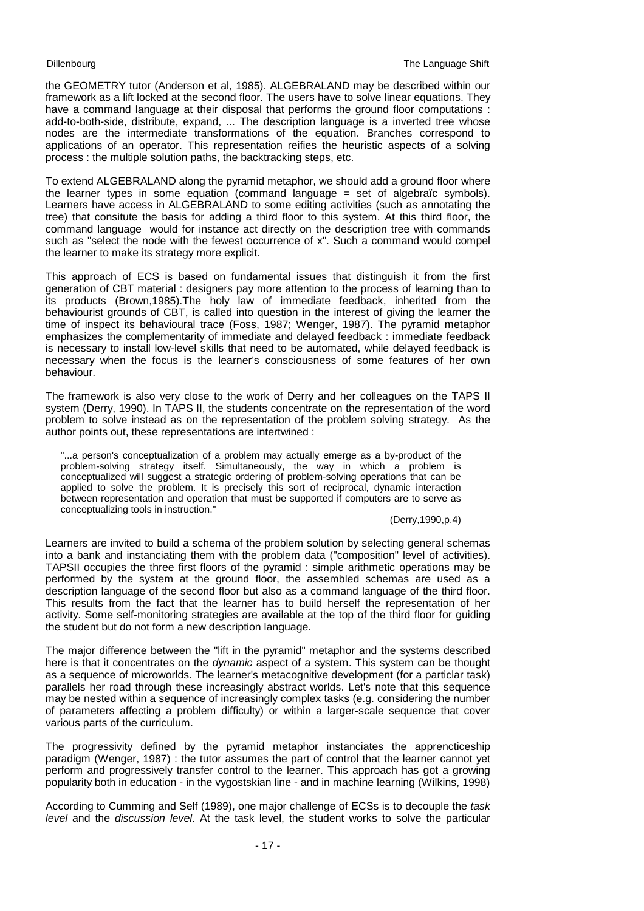the GEOMETRY tutor (Anderson et al, 1985). ALGEBRALAND may be described within our framework as a lift locked at the second floor. The users have to solve linear equations. They have a command language at their disposal that performs the ground floor computations : add-to-both-side, distribute, expand, ... The description language is a inverted tree whose nodes are the intermediate transformations of the equation. Branches correspond to applications of an operator. This representation reifies the heuristic aspects of a solving process : the multiple solution paths, the backtracking steps, etc.

To extend ALGEBRALAND along the pyramid metaphor, we should add a ground floor where the learner types in some equation (command language = set of algebraïc symbols). Learners have access in ALGEBRALAND to some editing activities (such as annotating the tree) that consitute the basis for adding a third floor to this system. At this third floor, the command language would for instance act directly on the description tree with commands such as "select the node with the fewest occurrence of x". Such a command would compel the learner to make its strategy more explicit.

This approach of ECS is based on fundamental issues that distinguish it from the first generation of CBT material : designers pay more attention to the process of learning than to its products (Brown,1985).The holy law of immediate feedback, inherited from the behaviourist grounds of CBT, is called into question in the interest of giving the learner the time of inspect its behavioural trace (Foss, 1987; Wenger, 1987). The pyramid metaphor emphasizes the complementarity of immediate and delayed feedback : immediate feedback is necessary to install low-level skills that need to be automated, while delayed feedback is necessary when the focus is the learner's consciousness of some features of her own behaviour.

The framework is also very close to the work of Derry and her colleagues on the TAPS II system (Derry, 1990). In TAPS II, the students concentrate on the representation of the word problem to solve instead as on the representation of the problem solving strategy. As the author points out, these representations are intertwined :

> "...a person's conceptualization of a problem may actually emerge as a by-product of the problem-solving strategy itself. Simultaneously, the way in which a problem is conceptualized will suggest a strategic ordering of problem-solving operations that can be applied to solve the problem. It is precisely this sort of reciprocal, dynamic interaction between representation and operation that must be supported if computers are to serve as conceptualizing tools in instruction."
>
> (Derry,1990,p.4)

Learners are invited to build a schema of the problem solution by selecting general schemas into a bank and instanciating them with the problem data ("composition" level of activities). TAPSII occupies the three first floors of the pyramid : simple arithmetic operations may be performed by the system at the ground floor, the assembled schemas are used as a description language of the second floor but also as a command language of the third floor. This results from the fact that the learner has to build herself the representation of her activity. Some self-monitoring strategies are available at the top of the third floor for guiding the student but do not form a new description language.

The major difference between the "lift in the pyramid" metaphor and the systems described here is that it concentrates on the *dynamic* aspect of a system. This system can be thought as a sequence of microworlds. The learner's metacognitive development (for a particlar task) parallels her road through these increasingly abstract worlds. Let's note that this sequence may be nested within a sequence of increasingly complex tasks (e.g. considering the number of parameters affecting a problem difficulty) or within a larger-scale sequence that cover various parts of the curriculum.

The progressivity defined by the pyramid metaphor instanciates the apprencticeship paradigm (Wenger, 1987) : the tutor assumes the part of control that the learner cannot yet perform and progressively transfer control to the learner. This approach has got a growing popularity both in education - in the vygostskian line - and in machine learning (Wilkins, 1998)

According to Cumming and Self (1989), one major challenge of ECSs is to decouple the *task level* and the *discussion level*. At the task level, the student works to solve the particular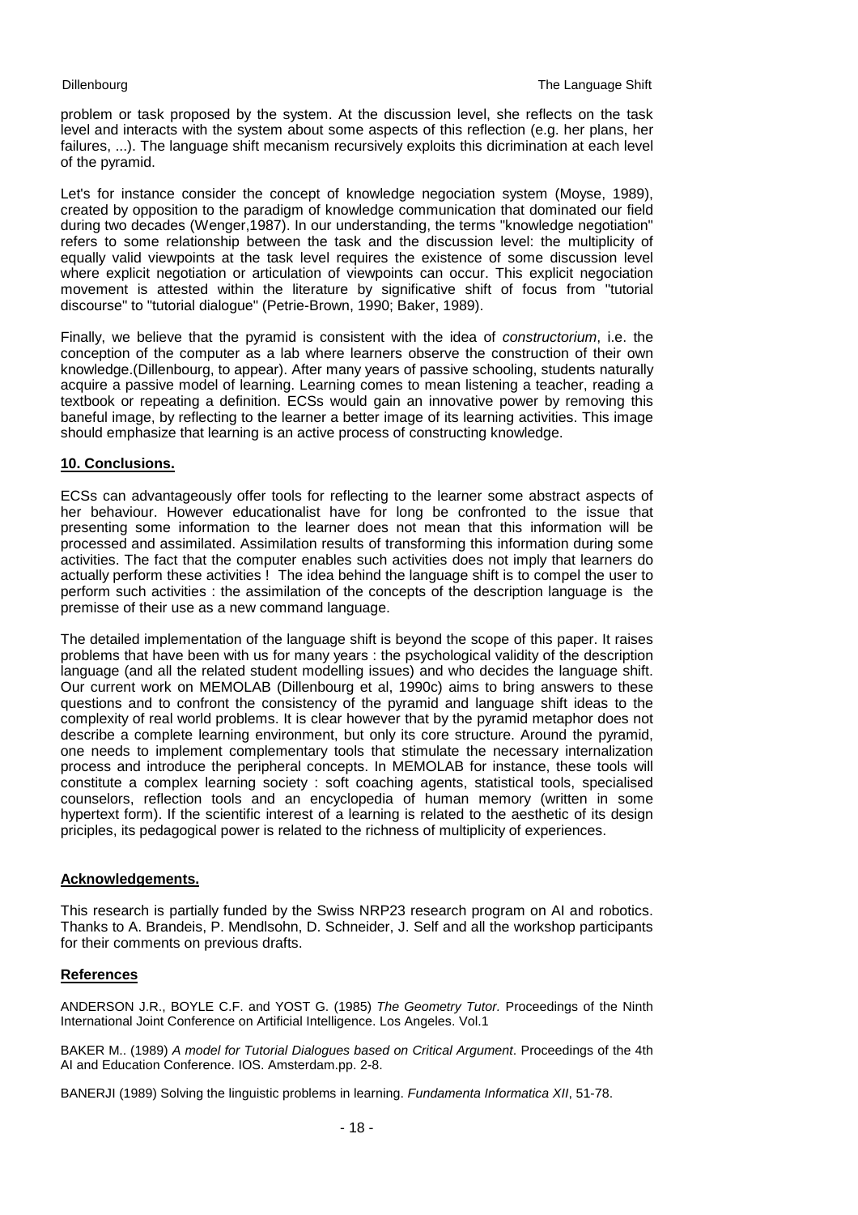problem or task proposed by the system. At the discussion level, she reflects on the task level and interacts with the system about some aspects of this reflection (e.g. her plans, her failures, ...). The language shift mecanism recursively exploits this dicrimination at each level of the pyramid.

Let's for instance consider the concept of knowledge negociation system (Moyse, 1989), created by opposition to the paradigm of knowledge communication that dominated our field during two decades (Wenger,1987). In our understanding, the terms "knowledge negotiation" refers to some relationship between the task and the discussion level: the multiplicity of equally valid viewpoints at the task level requires the existence of some discussion level where explicit negotiation or articulation of viewpoints can occur. This explicit negociation movement is attested within the literature by significative shift of focus from "tutorial discourse" to "tutorial dialogue" (Petrie-Brown, 1990; Baker, 1989).

Finally, we believe that the pyramid is consistent with the idea of *constructorium*, i.e. the conception of the computer as a lab where learners observe the construction of their own knowledge.(Dillenbourg, to appear). After many years of passive schooling, students naturally acquire a passive model of learning. Learning comes to mean listening a teacher, reading a textbook or repeating a definition. ECSs would gain an innovative power by removing this baneful image, by reflecting to the learner a better image of its learning activities. This image should emphasize that learning is an active process of constructing knowledge.

## 10. Conclusions.

ECSs can advantageously offer tools for reflecting to the learner some abstract aspects of her behaviour. However educationalist have for long be confronted to the issue that presenting some information to the learner does not mean that this information will be processed and assimilated. Assimilation results of transforming this information during some activities. The fact that the computer enables such activities does not imply that learners do actually perform these activities ! The idea behind the language shift is to compel the user to perform such activities : the assimilation of the concepts of the description language is the premisse of their use as a new command language.

The detailed implementation of the language shift is beyond the scope of this paper. It raises problems that have been with us for many years : the psychological validity of the description language (and all the related student modelling issues) and who decides the language shift. Our current work on MEMOLAB (Dillenbourg et al, 1990c) aims to bring answers to these questions and to confront the consistency of the pyramid and language shift ideas to the complexity of real world problems. It is clear however that by the pyramid metaphor does not describe a complete learning environment, but only its core structure. Around the pyramid, one needs to implement complementary tools that stimulate the necessary internalization process and introduce the peripheral concepts. In MEMOLAB for instance, these tools will constitute a complex learning society : soft coaching agents, statistical tools, specialised counselors, reflection tools and an encyclopedia of human memory (written in some hypertext form). If the scientific interest of a learning is related to the aesthetic of its design priciples, its pedagogical power is related to the richness of multiplicity of experiences.

## Acknowledgements.

This research is partially funded by the Swiss NRP23 research program on AI and robotics. Thanks to A. Brandeis, P. Mendlsohn, D. Schneider, J. Self and all the workshop participants for their comments on previous drafts.

## References

ANDERSON J.R., BOYLE C.F. and YOST G. (1985) *The Geometry Tutor*. Proceedings of the Ninth International Joint Conference on Artificial Intelligence. Los Angeles. Vol.1

BAKER M.. (1989) *A model for Tutorial Dialogues based on Critical Argument*. Proceedings of the 4th AI and Education Conference. IOS. Amsterdam.pp. 2-8.

BANERJI (1989) Solving the linguistic problems in learning. *Fundamenta Informatica XII*, 51-78.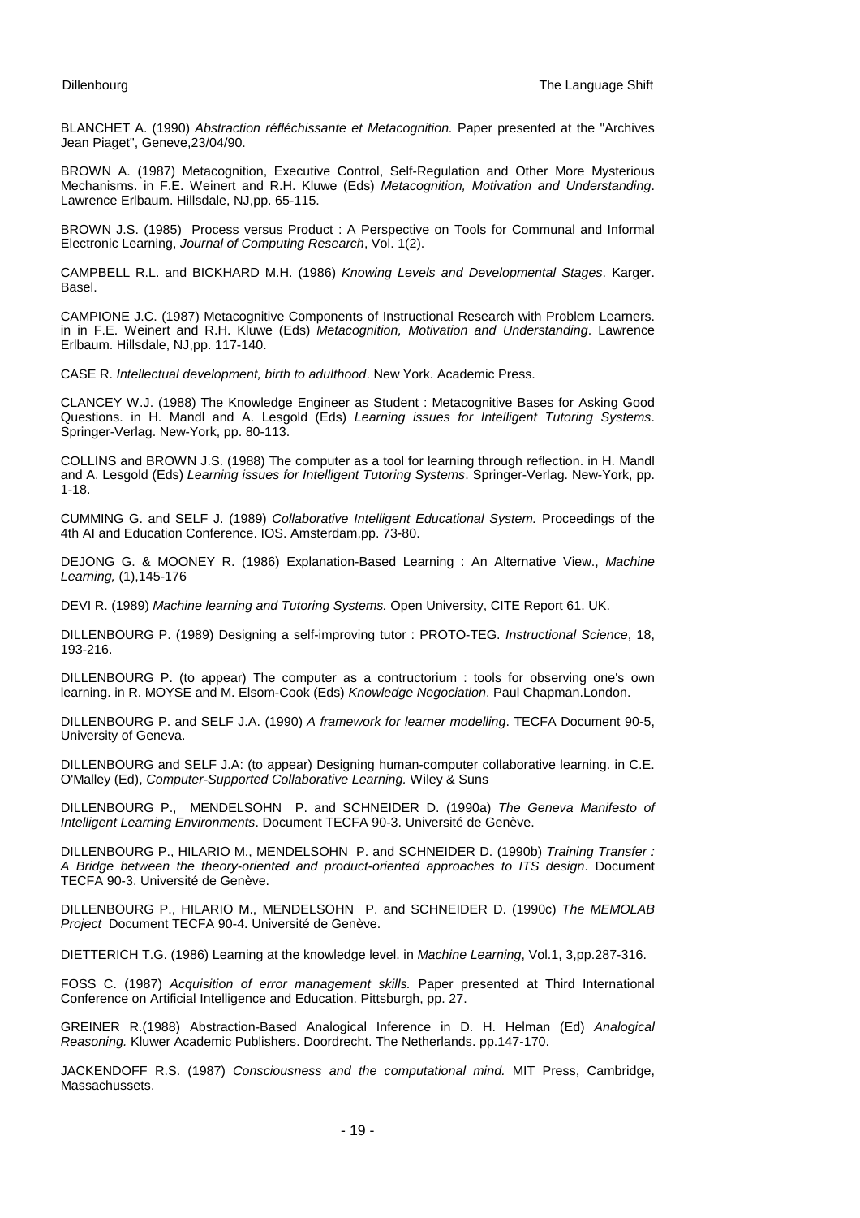BLANCHET A. (1990) *Abstraction réfléchissante et Metacognition.* Paper presented at the "Archives Jean Piaget", Geneve,23/04/90.

BROWN A. (1987) Metacognition, Executive Control, Self-Regulation and Other More Mysterious Mechanisms. in F.E. Weinert and R.H. Kluwe (Eds) *Metacognition, Motivation and Understanding*. Lawrence Erlbaum. Hillsdale, NJ,pp. 65-115.

BROWN J.S. (1985) Process versus Product : A Perspective on Tools for Communal and Informal Electronic Learning, *Journal of Computing Research*, Vol. 1(2).

CAMPBELL R.L. and BICKHARD M.H. (1986) *Knowing Levels and Developmental Stages*. Karger. Basel.

CAMPIONE J.C. (1987) Metacognitive Components of Instructional Research with Problem Learners. in in F.E. Weinert and R.H. Kluwe (Eds) *Metacognition, Motivation and Understanding*. Lawrence Erlbaum. Hillsdale, NJ,pp. 117-140.

CASE R. *Intellectual development, birth to adulthood*. New York. Academic Press.

CLANCEY W.J. (1988) The Knowledge Engineer as Student : Metacognitive Bases for Asking Good Questions. in H. Mandl and A. Lesgold (Eds) *Learning issues for Intelligent Tutoring Systems*. Springer-Verlag. New-York, pp. 80-113.

COLLINS and BROWN J.S. (1988) The computer as a tool for learning through reflection. in H. Mandl and A. Lesgold (Eds) *Learning issues for Intelligent Tutoring Systems*. Springer-Verlag. New-York, pp. 1-18.

CUMMING G. and SELF J. (1989) *Collaborative Intelligent Educational System.* Proceedings of the 4th AI and Education Conference. IOS. Amsterdam.pp. 73-80.

DEJONG G. & MOONEY R. (1986) Explanation-Based Learning : An Alternative View., *Machine Learning,* (1),145-176

DEVI R. (1989) *Machine learning and Tutoring Systems.* Open University, CITE Report 61. UK.

DILLENBOURG P. (1989) Designing a self-improving tutor : PROTO-TEG. *Instructional Science*, 18, 193-216.

DILLENBOURG P. (to appear) The computer as a contructorium : tools for observing one's own learning. in R. MOYSE and M. Elsom-Cook (Eds) *Knowledge Negociation*. Paul Chapman.London.

DILLENBOURG P. and SELF J.A. (1990) *A framework for learner modelling*. TECFA Document 90-5, University of Geneva.

DILLENBOURG and SELF J.A: (to appear) Designing human-computer collaborative learning. in C.E. O'Malley (Ed), *Computer-Supported Collaborative Learning.* Wiley & Suns

DILLENBOURG P., MENDELSOHN P. and SCHNEIDER D. (1990a) *The Geneva Manifesto of Intelligent Learning Environments*. Document TECFA 90-3. Université de Genève.

DILLENBOURG P., HILARIO M., MENDELSOHN P. and SCHNEIDER D. (1990b) *Training Transfer : A Bridge between the theory-oriented and product-oriented approaches to ITS design*. Document TECFA 90-3. Université de Genève.

DILLENBOURG P., HILARIO M., MENDELSOHN P. and SCHNEIDER D. (1990c) *The MEMOLAB Project* Document TECFA 90-4. Université de Genève.

DIETTERICH T.G. (1986) Learning at the knowledge level. in *Machine Learning*, Vol.1, 3,pp.287-316.

FOSS C. (1987) *Acquisition of error management skills.* Paper presented at Third International Conference on Artificial Intelligence and Education. Pittsburgh, pp. 27.

GREINER R.(1988) Abstraction-Based Analogical Inference in D. H. Helman (Ed) *Analogical Reasoning.* Kluwer Academic Publishers. Doordrecht. The Netherlands. pp.147-170.

JACKENDOFF R.S. (1987) *Consciousness and the computational mind.* MIT Press, Cambridge, Massachussets.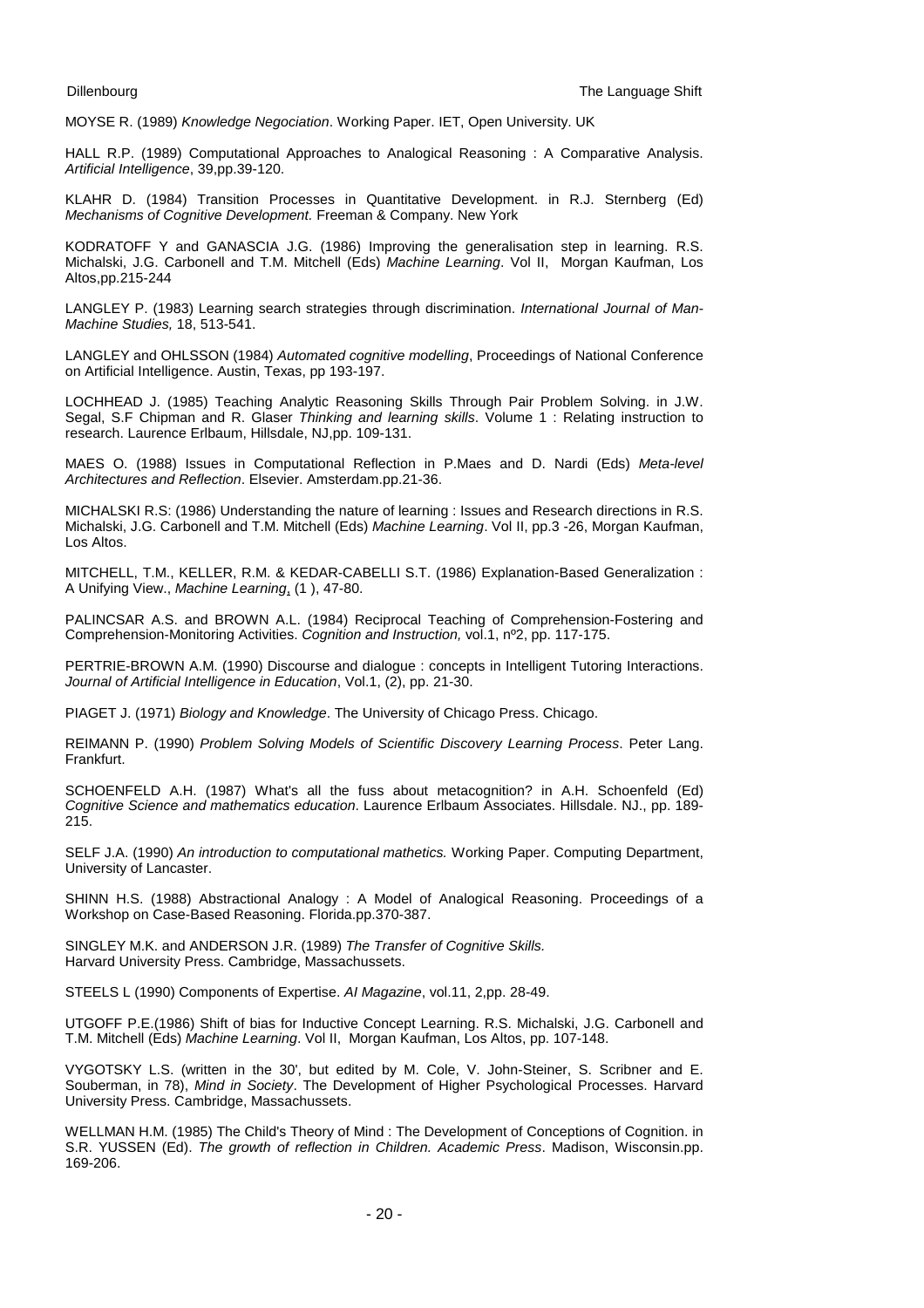MOYSE R. (1989) *Knowledge Negociation*. Working Paper. IET, Open University. UK

HALL R.P. (1989) Computational Approaches to Analogical Reasoning : A Comparative Analysis. *Artificial Intelligence*, 39,pp.39-120.

KLAHR D. (1984) Transition Processes in Quantitative Development. in R.J. Sternberg (Ed) *Mechanisms of Cognitive Development.* Freeman & Company. New York

KODRATOFF Y and GANASCIA J.G. (1986) Improving the generalisation step in learning. R.S. Michalski, J.G. Carbonell and T.M. Mitchell (Eds) *Machine Learning*. Vol II, Morgan Kaufman, Los Altos,pp.215-244

LANGLEY P. (1983) Learning search strategies through discrimination. *International Journal of Man-Machine Studies,* 18, 513-541.

LANGLEY and OHLSSON (1984) *Automated cognitive modelling*, Proceedings of National Conference on Artificial Intelligence. Austin, Texas, pp 193-197.

LOCHHEAD J. (1985) Teaching Analytic Reasoning Skills Through Pair Problem Solving. in J.W. Segal, S.F Chipman and R. Glaser *Thinking and learning skills*. Volume 1 : Relating instruction to research. Laurence Erlbaum, Hillsdale, NJ,pp. 109-131.

MAES O. (1988) Issues in Computational Reflection in P.Maes and D. Nardi (Eds) *Meta-level Architectures and Reflection*. Elsevier. Amsterdam.pp.21-36.

MICHALSKI R.S: (1986) Understanding the nature of learning : Issues and Research directions in R.S. Michalski, J.G. Carbonell and T.M. Mitchell (Eds) *Machine Learning*. Vol II, pp.3 -26, Morgan Kaufman, Los Altos.

MITCHELL, T.M., KELLER, R.M. & KEDAR-CABELLI S.T. (1986) Explanation-Based Generalization : A Unifying View., *Machine Learning*, (1 ), 47-80.

PALINCSAR A.S. and BROWN A.L. (1984) Reciprocal Teaching of Comprehension-Fostering and Comprehension-Monitoring Activities. *Cognition and Instruction,* vol.1, nº2, pp. 117-175.

PERTRIE-BROWN A.M. (1990) Discourse and dialogue : concepts in Intelligent Tutoring Interactions. *Journal of Artificial Intelligence in Education*, Vol.1, (2), pp. 21-30.

PIAGET J. (1971) *Biology and Knowledge*. The University of Chicago Press. Chicago.

REIMANN P. (1990) *Problem Solving Models of Scientific Discovery Learning Process*. Peter Lang. Frankfurt.

SCHOENFELD A.H. (1987) What's all the fuss about metacognition? in A.H. Schoenfeld (Ed) *Cognitive Science and mathematics education*. Laurence Erlbaum Associates. Hillsdale. NJ., pp. 189-215.

SELF J.A. (1990) *An introduction to computational mathetics.* Working Paper. Computing Department, University of Lancaster.

SHINN H.S. (1988) Abstractional Analogy : A Model of Analogical Reasoning. Proceedings of a Workshop on Case-Based Reasoning. Florida.pp.370-387.

SINGLEY M.K. and ANDERSON J.R. (1989) *The Transfer of Cognitive Skills.* Harvard University Press. Cambridge, Massachussets.

STEELS L (1990) Components of Expertise. *AI Magazine*, vol.11, 2,pp. 28-49.

UTGOFF P.E.(1986) Shift of bias for Inductive Concept Learning. R.S. Michalski, J.G. Carbonell and T.M. Mitchell (Eds) *Machine Learning*. Vol II, Morgan Kaufman, Los Altos, pp. 107-148.

VYGOTSKY L.S. (written in the 30', but edited by M. Cole, V. John-Steiner, S. Scribner and E. Souberman, in 78), *Mind in Society*. The Development of Higher Psychological Processes. Harvard University Press. Cambridge, Massachussets.

WELLMAN H.M. (1985) The Child's Theory of Mind : The Development of Conceptions of Cognition. in S.R. YUSSEN (Ed). *The growth of reflection in Children. Academic Press*. Madison, Wisconsin.pp. 169-206.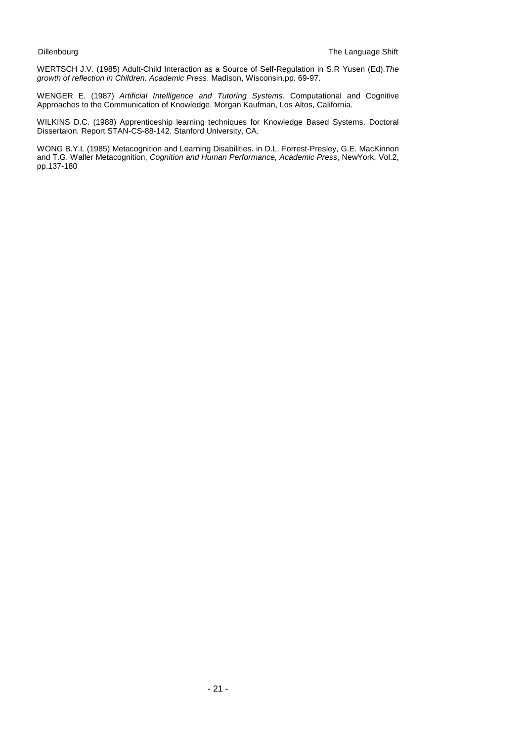WERTSCH J.V. (1985) Adult-Child Interaction as a Source of Self-Regulation in S.R Yusen (Ed).*The growth of reflection in Children. Academic Press*. Madison, Wisconsin.pp. 69-97.

WENGER E. (1987) *Artificial Intelligence and Tutoring Systems*. Computational and Cognitive Approaches to the Communication of Knowledge. Morgan Kaufman, Los Altos, California.

WILKINS D.C. (1988) Apprenticeship learning techniques for Knowledge Based Systems. Doctoral Dissertaion. Report STAN-CS-88-142. Stanford University, CA.

WONG B.Y.L (1985) Metacognition and Learning Disabilities. in D.L. Forrest-Presley, G.E. MacKinnon and T.G. Waller Metacognition, *Cognition and Human Performance, Academic Press*, NewYork, Vol.2, pp.137-180